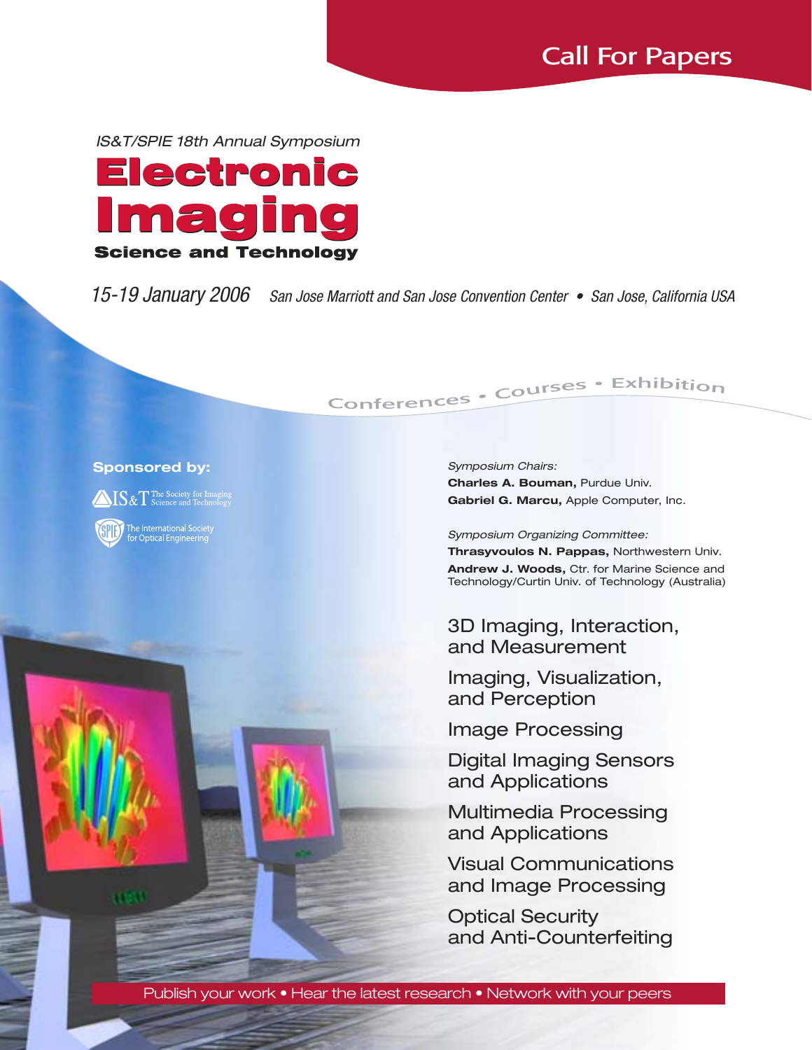# Call For Papers

*IS&T/SPIE 18th Annual Symposium*

# Electronic Imaging

## Science and Technology

*15-19 January 2006* *San Jose Marriott and San Jose Convention Center • San Jose, California USA*

Conferences • Courses • Exhibition

**Sponsored by:**

IS&T The Society for Imaging Science and Technology

SPIE The International Society for Optical Engineering

*Symposium Chairs:*

**Charles A. Bouman,** Purdue Univ.

**Gabriel G. Marcu,** Apple Computer, Inc.

*Symposium Organizing Committee:*

**Thrasyvoulos N. Pappas,** Northwestern Univ.

**Andrew J. Woods,** Ctr. for Marine Science and Technology/Curtin Univ. of Technology (Australia)

3D Imaging, Interaction, and Measurement

Imaging, Visualization, and Perception

Image Processing

Digital Imaging Sensors and Applications

Multimedia Processing and Applications

Visual Communications and Image Processing

Optical Security and Anti-Counterfeiting

Publish your work • Hear the latest research • Network with your peers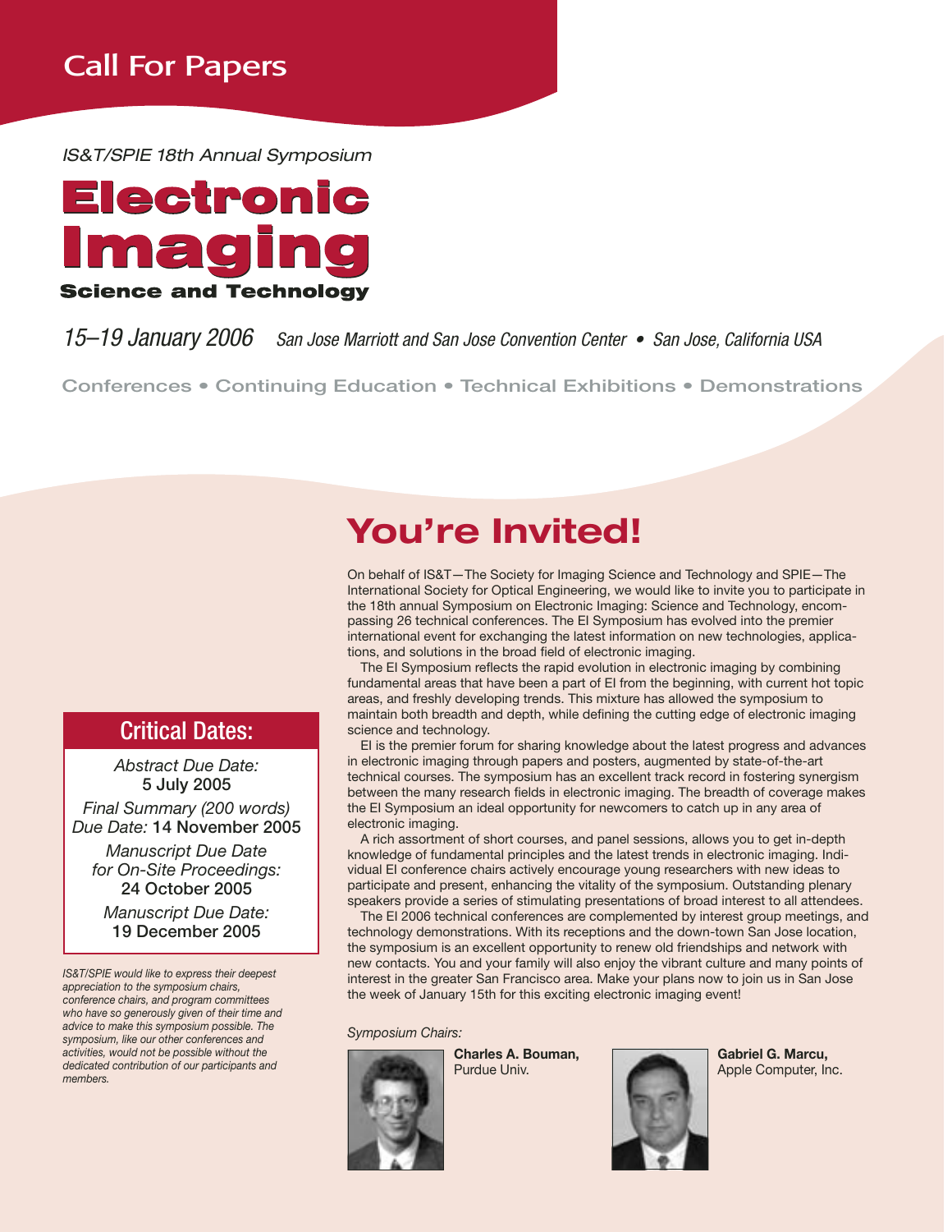## Call For Papers

*IS&T/SPIE 18th Annual Symposium*

# Electronic Imaging

### Science and Technology

*15–19 January 2006* *San Jose Marriott and San Jose Convention Center • San Jose, California USA*

Conferences • Continuing Education • Technical Exhibitions • Demonstrations

## You're Invited!

On behalf of IS&T—The Society for Imaging Science and Technology and SPIE—The International Society for Optical Engineering, we would like to invite you to participate in the 18th annual Symposium on Electronic Imaging: Science and Technology, encompassing 26 technical conferences. The EI Symposium has evolved into the premier international event for exchanging the latest information on new technologies, applications, and solutions in the broad field of electronic imaging.

The EI Symposium reflects the rapid evolution in electronic imaging by combining fundamental areas that have been a part of EI from the beginning, with current hot topic areas, and freshly developing trends. This mixture has allowed the symposium to maintain both breadth and depth, while defining the cutting edge of electronic imaging science and technology.

EI is the premier forum for sharing knowledge about the latest progress and advances in electronic imaging through papers and posters, augmented by state-of-the-art technical courses. The symposium has an excellent track record in fostering synergism between the many research fields in electronic imaging. The breadth of coverage makes the EI Symposium an ideal opportunity for newcomers to catch up in any area of electronic imaging.

A rich assortment of short courses, and panel sessions, allows you to get in-depth knowledge of fundamental principles and the latest trends in electronic imaging. Individual EI conference chairs actively encourage young researchers with new ideas to participate and present, enhancing the vitality of the symposium. Outstanding plenary speakers provide a series of stimulating presentations of broad interest to all attendees.

The EI 2006 technical conferences are complemented by interest group meetings, and technology demonstrations. With its receptions and the down-town San Jose location, the symposium is an excellent opportunity to renew old friendships and network with new contacts. You and your family will also enjoy the vibrant culture and many points of interest in the greater San Francisco area. Make your plans now to join us in San Jose the week of January 15th for this exciting electronic imaging event!

*Symposium Chairs:*

**Charles A. Bouman,** Purdue Univ.

**Gabriel G. Marcu,** Apple Computer, Inc.

### Critical Dates:

*Abstract Due Date:* 5 July 2005

*Final Summary (200 words) Due Date:* 14 November 2005

*Manuscript Due Date for On-Site Proceedings:* 24 October 2005

*Manuscript Due Date:* 19 December 2005

*IS&T/SPIE would like to express their deepest appreciation to the symposium chairs, conference chairs, and program committees who have so generously given of their time and advice to make this symposium possible. The symposium, like our other conferences and activities, would not be possible without the dedicated contribution of our participants and members.*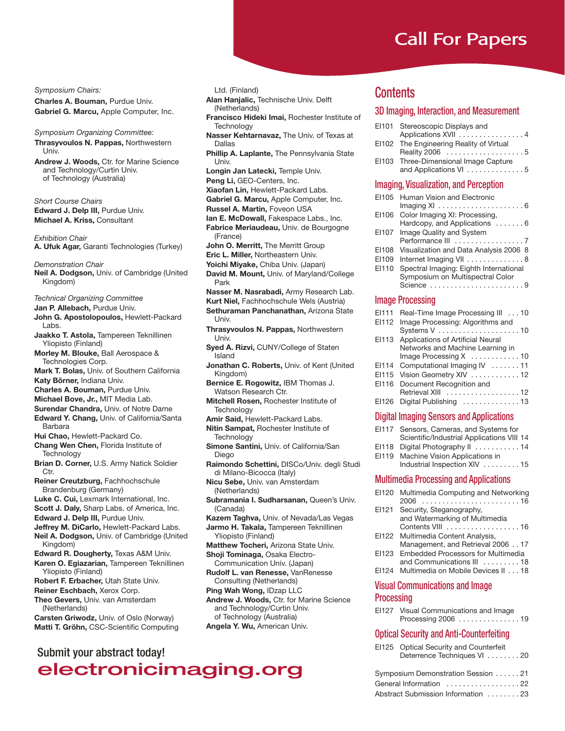# Call For Papers

*Symposium Chairs:*

**Charles A. Bouman,** Purdue Univ.
**Gabriel G. Marcu,** Apple Computer, Inc.

*Symposium Organizing Committee:*

**Thrasyvoulos N. Pappas,** Northwestern Univ.
**Andrew J. Woods,** Ctr. for Marine Science and Technology/Curtin Univ. of Technology (Australia)

*Short Course Chairs*

**Edward J. Delp III,** Purdue Univ.
**Michael A. Kriss,** Consultant

*Exhibition Chair*

**A. Ufuk Agar,** Garanti Technologies (Turkey)

*Demonstration Chair*

**Neil A. Dodgson,** Univ. of Cambridge (United Kingdom)

*Technical Organizing Committee*

**Jan P. Allebach,** Purdue Univ.
**John G. Apostolopoulos,** Hewlett-Packard Labs.
**Jaakko T. Astola,** Tampereen Teknillinen Yliopisto (Finland)
**Morley M. Blouke,** Ball Aerospace & Technologies Corp.
**Mark T. Bolas,** Univ. of Southern California
**Katy Börner,** Indiana Univ.
**Charles A. Bouman,** Purdue Univ.
**Michael Bove, Jr.,** MIT Media Lab.
**Surendar Chandra,** Univ. of Notre Dame
**Edward Y. Chang,** Univ. of California/Santa Barbara
**Hui Chao,** Hewlett-Packard Co.
**Chang Wen Chen,** Florida Institute of Technology
**Brian D. Corner,** U.S. Army Natick Soldier Ctr.
**Reiner Creutzburg,** Fachhochschule Brandenburg (Germany)
**Luke C. Cui,** Lexmark International, Inc.
**Scott J. Daly,** Sharp Labs. of America, Inc.
**Edward J. Delp III,** Purdue Univ.
**Jeffrey M. DiCarlo,** Hewlett-Packard Labs.
**Neil A. Dodgson,** Univ. of Cambridge (United Kingdom)
**Edward R. Dougherty,** Texas A&M Univ.
**Karen O. Egiazarian,** Tampereen Teknillinen Yliopisto (Finland)
**Robert F. Erbacher,** Utah State Univ.
**Reiner Eschbach,** Xerox Corp.
**Theo Gevers,** Univ. van Amsterdam (Netherlands)
**Carsten Griwodz,** Univ. of Oslo (Norway)
**Matti T. Gröhn,** CSC-Scientific Computing Ltd. (Finland)
**Alan Hanjalic,** Technische Univ. Delft (Netherlands)
**Francisco Hideki Imai,** Rochester Institute of Technology
**Nasser Kehtarnavaz,** The Univ. of Texas at Dallas
**Phillip A. Laplante,** The Pennsylvania State Univ.
**Longin Jan Latecki,** Temple Univ.
**Peng Li,** GEO-Centers, Inc.
**Xiaofan Lin,** Hewlett-Packard Labs.
**Gabriel G. Marcu,** Apple Computer, Inc.
**Russel A. Martin,** Foveon USA
**Ian E. McDowall,** Fakespace Labs., Inc.
**Fabrice Meriaudeau,** Univ. de Bourgogne (France)
**John O. Merritt,** The Merritt Group
**Eric L. Miller,** Northeastern Univ.
**Yoichi Miyake,** Chiba Univ. (Japan)
**David M. Mount,** Univ. of Maryland/College Park
**Nasser M. Nasrabadi,** Army Research Lab.
**Kurt Niel,** Fachhochschule Wels (Austria)
**Sethuraman Panchanathan,** Arizona State Univ.
**Thrasyvoulos N. Pappas,** Northwestern Univ.
**Syed A. Rizvi,** CUNY/College of Staten Island
**Jonathan C. Roberts,** Univ. of Kent (United Kingdom)
**Bernice E. Rogowitz,** IBM Thomas J. Watson Research Ctr.
**Mitchell Rosen,** Rochester Institute of Technology
**Amir Said,** Hewlett-Packard Labs.
**Nitin Sampat,** Rochester Institute of Technology
**Simone Santini,** Univ. of California/San Diego
**Raimondo Schettini,** DISCo/Univ. degli Studi di Milano-Bicocca (Italy)
**Nicu Sebe,** Univ. van Amsterdam (Netherlands)
**Subramania I. Sudharsanan,** Queen's Univ. (Canada)
**Kazem Taghva,** Univ. of Nevada/Las Vegas
**Jarmo H. Takala,** Tampereen Teknillinen Yliopisto (Finland)
**Matthew Tocheri,** Arizona State Univ.
**Shoji Tominaga,** Osaka Electro-Communication Univ. (Japan)
**Rudolf L. van Renesse,** VanRenesse Consulting (Netherlands)
**Ping Wah Wong,** IDzap LLC
**Andrew J. Woods,** Ctr. for Marine Science and Technology/Curtin Univ. of Technology (Australia)
**Angela Y. Wu,** American Univ.

## Submit your abstract today!

**electronicimaging.org**

# Contents

## 3D Imaging, Interaction, and Measurement

- EI101 Stereoscopic Displays and Applications XVII . . . . . 4
- EI102 The Engineering Reality of Virtual Reality 2006 . . . . . 5
- EI103 Three-Dimensional Image Capture and Applications VI . . . . . 5

## Imaging, Visualization, and Perception

- EI105 Human Vision and Electronic Imaging XI . . . . . 6
- EI106 Color Imaging XI: Processing, Hardcopy, and Applications . . . . . 6
- EI107 Image Quality and System Performance III . . . . . 7
- EI108 Visualization and Data Analysis 2006 8
- EI109 Internet Imaging VII . . . . . 8
- EI110 Spectral Imaging: Eighth International Symposium on Multispectral Color Science . . . . . 9

## Image Processing

- EI111 Real-Time Image Processing III . . . 10
- EI112 Image Processing: Algorithms and Systems V . . . . . 10
- EI113 Applications of Artificial Neural Networks and Machine Learning in Image Processing X . . . . . 10
- EI114 Computational Imaging IV . . . . . 11
- EI115 Vision Geometry XIV . . . . . 12
- EI116 Document Recognition and Retrieval XIII . . . . . 12
- EI126 Digital Publishing . . . . . 13

## Digital Imaging Sensors and Applications

- EI117 Sensors, Cameras, and Systems for Scientific/Industrial Applications VIII 14
- EI118 Digital Photography II . . . . . 14
- EI119 Machine Vision Applications in Industrial Inspection XIV . . . . . 15

## Multimedia Processing and Applications

- EI120 Multimedia Computing and Networking 2006 . . . . . 16
- EI121 Security, Steganography, and Watermarking of Multimedia Contents VIII . . . . . 16
- EI122 Multimedia Content Analysis, Management, and Retrieval 2006 . . 17
- EI123 Embedded Processors for Multimedia and Communications III . . . . . 18
- EI124 Multimedia on Mobile Devices II . . . 18

## Visual Communications and Image Processing

- EI127 Visual Communications and Image Processing 2006 . . . . . 19

## Optical Security and Anti-Counterfeiting

- EI125 Optical Security and Counterfeit Deterrence Techniques VI . . . . . 20

Symposium Demonstration Session . . . . . 21
General Information . . . . . 22
Abstract Submission Information . . . . . 23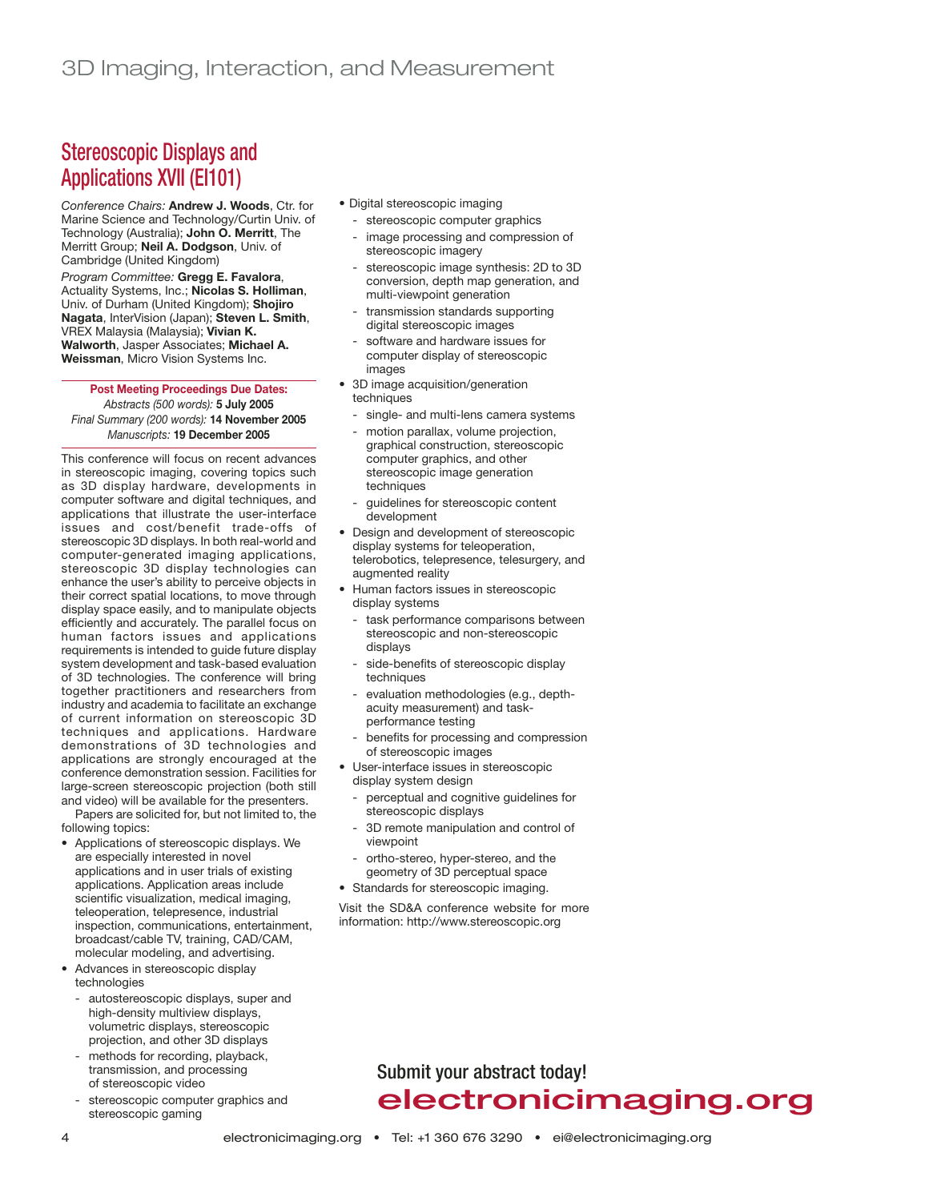# 3D Imaging, Interaction, and Measurement

## Stereoscopic Displays and Applications XVII (EI101)

*Conference Chairs:* **Andrew J. Woods**, Ctr. for Marine Science and Technology/Curtin Univ. of Technology (Australia); **John O. Merritt**, The Merritt Group; **Neil A. Dodgson**, Univ. of Cambridge (United Kingdom)

*Program Committee:* **Gregg E. Favalora**, Actuality Systems, Inc.; **Nicolas S. Holliman**, Univ. of Durham (United Kingdom); **Shojiro Nagata**, InterVision (Japan); **Steven L. Smith**, VREX Malaysia (Malaysia); **Vivian K. Walworth**, Jasper Associates; **Michael A. Weissman**, Micro Vision Systems Inc.

**Post Meeting Proceedings Due Dates:**
*Abstracts (500 words):* **5 July 2005**
*Final Summary (200 words):* **14 November 2005**
*Manuscripts:* **19 December 2005**

This conference will focus on recent advances in stereoscopic imaging, covering topics such as 3D display hardware, developments in computer software and digital techniques, and applications that illustrate the user-interface issues and cost/benefit trade-offs of stereoscopic 3D displays. In both real-world and computer-generated imaging applications, stereoscopic 3D display technologies can enhance the user's ability to perceive objects in their correct spatial locations, to move through display space easily, and to manipulate objects efficiently and accurately. The parallel focus on human factors issues and applications requirements is intended to guide future display system development and task-based evaluation of 3D technologies. The conference will bring together practitioners and researchers from industry and academia to facilitate an exchange of current information on stereoscopic 3D techniques and applications. Hardware demonstrations of 3D technologies and applications are strongly encouraged at the conference demonstration session. Facilities for large-screen stereoscopic projection (both still and video) will be available for the presenters.

Papers are solicited for, but not limited to, the following topics:

- Applications of stereoscopic displays. We are especially interested in novel applications and in user trials of existing applications. Application areas include scientific visualization, medical imaging, teleoperation, telepresence, industrial inspection, communications, entertainment, broadcast/cable TV, training, CAD/CAM, molecular modeling, and advertising.
- Advances in stereoscopic display technologies
  - autostereoscopic displays, super and high-density multiview displays, volumetric displays, stereoscopic projection, and other 3D displays
  - methods for recording, playback, transmission, and processing of stereoscopic video
  - stereoscopic computer graphics and stereoscopic gaming
- Digital stereoscopic imaging
  - stereoscopic computer graphics
  - image processing and compression of stereoscopic imagery
  - stereoscopic image synthesis: 2D to 3D conversion, depth map generation, and multi-viewpoint generation
  - transmission standards supporting digital stereoscopic images
  - software and hardware issues for computer display of stereoscopic images
- 3D image acquisition/generation techniques
  - single- and multi-lens camera systems
  - motion parallax, volume projection, graphical construction, stereoscopic computer graphics, and other stereoscopic image generation techniques
  - guidelines for stereoscopic content development
- Design and development of stereoscopic display systems for teleoperation, telerobotics, telepresence, telesurgery, and augmented reality
- Human factors issues in stereoscopic display systems
  - task performance comparisons between stereoscopic and non-stereoscopic displays
  - side-benefits of stereoscopic display techniques
  - evaluation methodologies (e.g., depth-acuity measurement) and task-performance testing
  - benefits for processing and compression of stereoscopic images
- User-interface issues in stereoscopic display system design
  - perceptual and cognitive guidelines for stereoscopic displays
  - 3D remote manipulation and control of viewpoint
  - ortho-stereo, hyper-stereo, and the geometry of 3D perceptual space
- Standards for stereoscopic imaging.

Visit the SD&A conference website for more information: http://www.stereoscopic.org

**Submit your abstract today!**
**electronicimaging.org**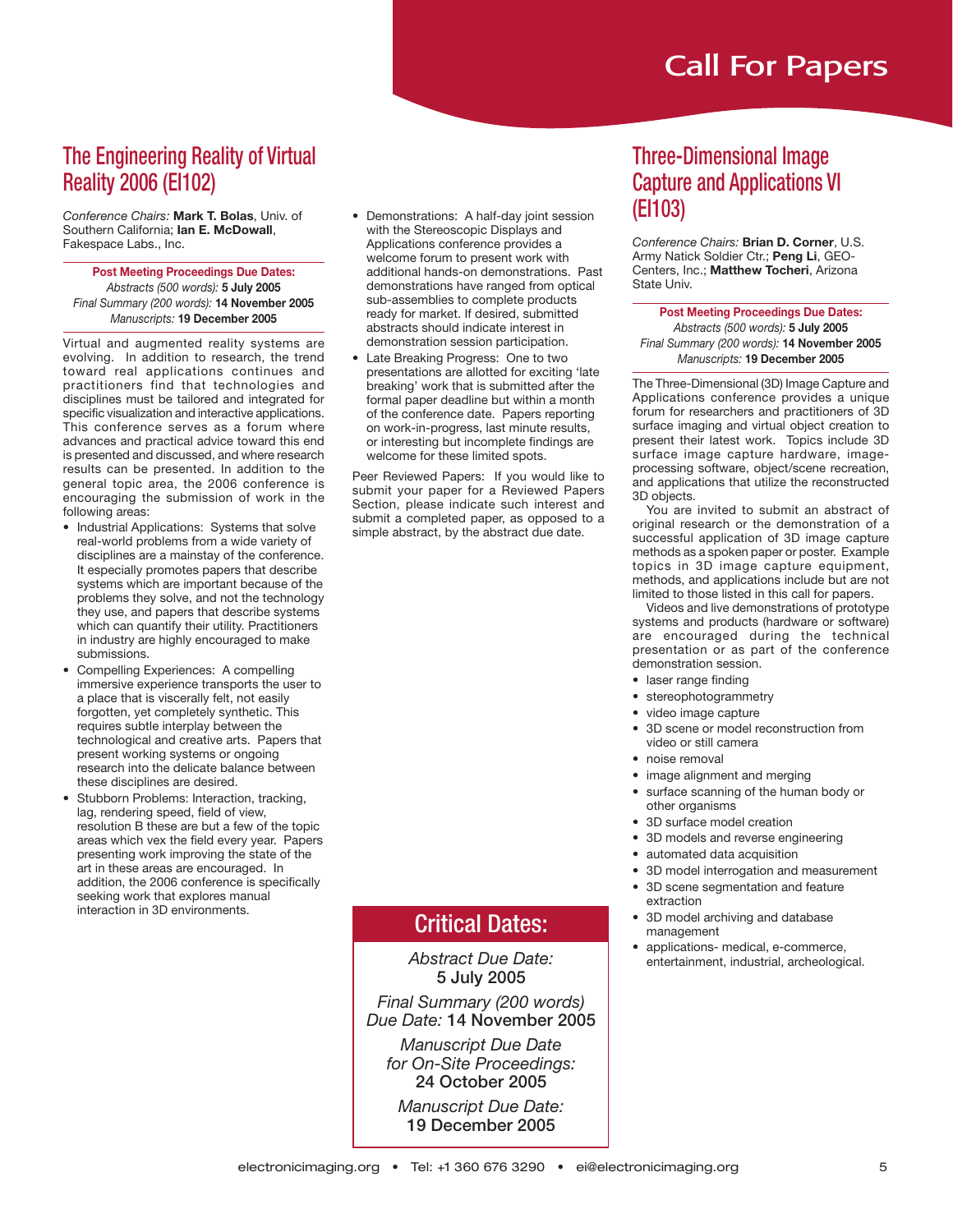# Call For Papers

## The Engineering Reality of Virtual Reality 2006 (EI102)

*Conference Chairs:* **Mark T. Bolas**, Univ. of Southern California; **Ian E. McDowall**, Fakespace Labs., Inc.

**Post Meeting Proceedings Due Dates:**
*Abstracts (500 words):* **5 July 2005**
*Final Summary (200 words):* **14 November 2005**
*Manuscripts:* **19 December 2005**

Virtual and augmented reality systems are evolving. In addition to research, the trend toward real applications continues and practitioners find that technologies and disciplines must be tailored and integrated for specific visualization and interactive applications. This conference serves as a forum where advances and practical advice toward this end is presented and discussed, and where research results can be presented. In addition to the general topic area, the 2006 conference is encouraging the submission of work in the following areas:

- Industrial Applications: Systems that solve real-world problems from a wide variety of disciplines are a mainstay of the conference. It especially promotes papers that describe systems which are important because of the problems they solve, and not the technology they use, and papers that describe systems which can quantify their utility. Practitioners in industry are highly encouraged to make submissions.
- Compelling Experiences: A compelling immersive experience transports the user to a place that is viscerally felt, not easily forgotten, yet completely synthetic. This requires subtle interplay between the technological and creative arts. Papers that present working systems or ongoing research into the delicate balance between these disciplines are desired.
- Stubborn Problems: Interaction, tracking, lag, rendering speed, field of view, resolution B these are but a few of the topic areas which vex the field every year. Papers presenting work improving the state of the art in these areas are encouraged. In addition, the 2006 conference is specifically seeking work that explores manual interaction in 3D environments.
- Demonstrations: A half-day joint session with the Stereoscopic Displays and Applications conference provides a welcome forum to present work with additional hands-on demonstrations. Past demonstrations have ranged from optical sub-assemblies to complete products ready for market. If desired, submitted abstracts should indicate interest in demonstration session participation.
- Late Breaking Progress: One to two presentations are allotted for exciting 'late breaking' work that is submitted after the formal paper deadline but within a month of the conference date. Papers reporting on work-in-progress, last minute results, or interesting but incomplete findings are welcome for these limited spots.

Peer Reviewed Papers: If you would like to submit your paper for a Reviewed Papers Section, please indicate such interest and submit a completed paper, as opposed to a simple abstract, by the abstract due date.

## Critical Dates:

*Abstract Due Date:*
**5 July 2005**

*Final Summary (200 words) Due Date:* **14 November 2005**

*Manuscript Due Date for On-Site Proceedings:*
**24 October 2005**

*Manuscript Due Date:*
**19 December 2005**

## Three-Dimensional Image Capture and Applications VI (EI103)

*Conference Chairs:* **Brian D. Corner**, U.S. Army Natick Soldier Ctr.; **Peng Li**, GEO-Centers, Inc.; **Matthew Tocheri**, Arizona State Univ.

**Post Meeting Proceedings Due Dates:**
*Abstracts (500 words):* **5 July 2005**
*Final Summary (200 words):* **14 November 2005**
*Manuscripts:* **19 December 2005**

The Three-Dimensional (3D) Image Capture and Applications conference provides a unique forum for researchers and practitioners of 3D surface imaging and virtual object creation to present their latest work. Topics include 3D surface image capture hardware, image-processing software, object/scene recreation, and applications that utilize the reconstructed 3D objects.

You are invited to submit an abstract of original research or the demonstration of a successful application of 3D image capture methods as a spoken paper or poster. Example topics in 3D image capture equipment, methods, and applications include but are not limited to those listed in this call for papers.

Videos and live demonstrations of prototype systems and products (hardware or software) are encouraged during the technical presentation or as part of the conference demonstration session.

- laser range finding
- stereophotogrammetry
- video image capture
- 3D scene or model reconstruction from video or still camera
- noise removal
- image alignment and merging
- surface scanning of the human body or other organisms
- 3D surface model creation
- 3D models and reverse engineering
- automated data acquisition
- 3D model interrogation and measurement
- 3D scene segmentation and feature extraction
- 3D model archiving and database management
- applications- medical, e-commerce, entertainment, industrial, archeological.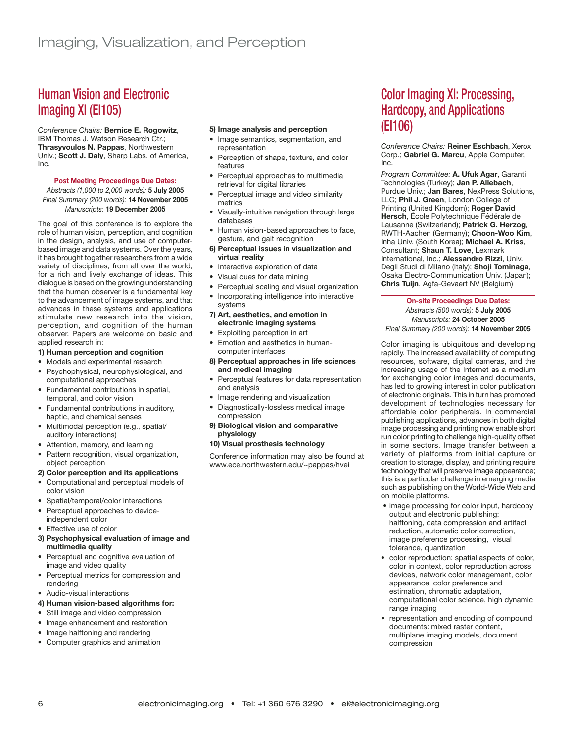# Imaging, Visualization, and Perception

## Human Vision and Electronic Imaging XI (EI105)

*Conference Chairs:* **Bernice E. Rogowitz**, IBM Thomas J. Watson Research Ctr.; **Thrasyvoulos N. Pappas**, Northwestern Univ.; **Scott J. Daly**, Sharp Labs. of America, Inc.

**Post Meeting Proceedings Due Dates:**
*Abstracts (1,000 to 2,000 words):* **5 July 2005**
*Final Summary (200 words):* **14 November 2005**
*Manuscripts:* **19 December 2005**

The goal of this conference is to explore the role of human vision, perception, and cognition in the design, analysis, and use of computer-based image and data systems. Over the years, it has brought together researchers from a wide variety of disciplines, from all over the world, for a rich and lively exchange of ideas. This dialogue is based on the growing understanding that the human observer is a fundamental key to the advancement of image systems, and that advances in these systems and applications stimulate new research into the vision, perception, and cognition of the human observer. Papers are welcome on basic and applied research in:

**1) Human perception and cognition**
- Models and experimental research
- Psychophysical, neurophysiological, and computational approaches
- Fundamental contributions in spatial, temporal, and color vision
- Fundamental contributions in auditory, haptic, and chemical senses
- Multimodal perception (e.g., spatial/ auditory interactions)
- Attention, memory, and learning
- Pattern recognition, visual organization, object perception

**2) Color perception and its applications**
- Computational and perceptual models of color vision
- Spatial/temporal/color interactions
- Perceptual approaches to device-independent color
- Effective use of color

**3) Psychophysical evaluation of image and multimedia quality**
- Perceptual and cognitive evaluation of image and video quality
- Perceptual metrics for compression and rendering
- Audio-visual interactions

**4) Human vision-based algorithms for:**
- Still image and video compression
- Image enhancement and restoration
- Image halftoning and rendering
- Computer graphics and animation

**5) Image analysis and perception**
- Image semantics, segmentation, and representation
- Perception of shape, texture, and color features
- Perceptual approaches to multimedia retrieval for digital libraries
- Perceptual image and video similarity metrics
- Visually-intuitive navigation through large databases
- Human vision-based approaches to face, gesture, and gait recognition

**6) Perceptual issues in visualization and virtual reality**
- Interactive exploration of data
- Visual cues for data mining
- Perceptual scaling and visual organization
- Incorporating intelligence into interactive systems

**7) Art, aesthetics, and emotion in electronic imaging systems**
- Exploiting perception in art
- Emotion and aesthetics in human-computer interfaces

**8) Perceptual approaches in life sciences and medical imaging**
- Perceptual features for data representation and analysis
- Image rendering and visualization
- Diagnostically-lossless medical image compression

**9) Biological vision and comparative physiology**

**10) Visual prosthesis technology**

Conference information may also be found at www.ece.northwestern.edu/~pappas/hvei

## Color Imaging XI: Processing, Hardcopy, and Applications (EI106)

*Conference Chairs:* **Reiner Eschbach**, Xerox Corp.; **Gabriel G. Marcu**, Apple Computer, Inc.

*Program Committee:* **A. Ufuk Agar**, Garanti Technologies (Turkey); **Jan P. Allebach**, Purdue Univ.; **Jan Bares**, NexPress Solutions, LLC; **Phil J. Green**, London College of Printing (United Kingdom); **Roger David Hersch**, École Polytechnique Fédérale de Lausanne (Switzerland); **Patrick G. Herzog**, RWTH-Aachen (Germany); **Choon-Woo Kim**, Inha Univ. (South Korea); **Michael A. Kriss**, Consultant; **Shaun T. Love**, Lexmark International, Inc.; **Alessandro Rizzi**, Univ. Degli Studi di Milano (Italy); **Shoji Tominaga**, Osaka Electro-Communication Univ. (Japan); **Chris Tuijn**, Agfa-Gevaert NV (Belgium)

**On-site Proceedings Due Dates:**
*Abstracts (500 words):* **5 July 2005**
*Manuscripts:* **24 October 2005**
*Final Summary (200 words):* **14 November 2005**

Color imaging is ubiquitous and developing rapidly. The increased availability of computing resources, software, digital cameras, and the increasing usage of the Internet as a medium for exchanging color images and documents, has led to growing interest in color publication of electronic originals. This in turn has promoted development of technologies necessary for affordable color peripherals. In commercial publishing applications, advances in both digital image processing and printing now enable short run color printing to challenge high-quality offset in some sectors. Image transfer between a variety of platforms from initial capture or creation to storage, display, and printing require technology that will preserve image appearance; this is a particular challenge in emerging media such as publishing on the World-Wide Web and on mobile platforms.

- image processing for color input, hardcopy output and electronic publishing: halftoning, data compression and artifact reduction, automatic color correction, image preference processing, visual tolerance, quantization
- color reproduction: spatial aspects of color, color in context, color reproduction across devices, network color management, color appearance, color preference and estimation, chromatic adaptation, computational color science, high dynamic range imaging
- representation and encoding of compound documents: mixed raster content, multiplane imaging models, document compression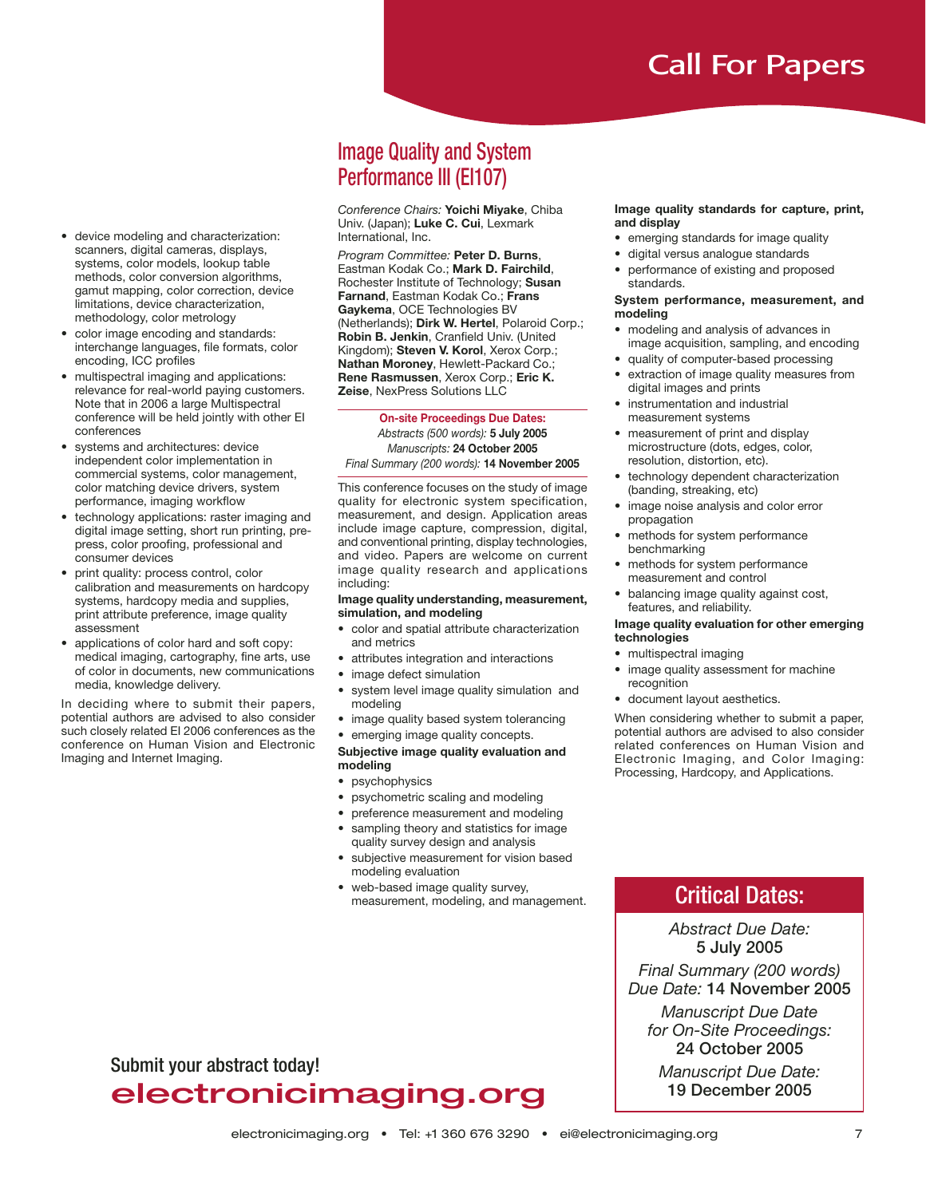# Call For Papers

- device modeling and characterization: scanners, digital cameras, displays, systems, color models, lookup table methods, color conversion algorithms, gamut mapping, color correction, device limitations, device characterization, methodology, color metrology
- color image encoding and standards: interchange languages, file formats, color encoding, ICC profiles
- multispectral imaging and applications: relevance for real-world paying customers. Note that in 2006 a large Multispectral conference will be held jointly with other EI conferences
- systems and architectures: device independent color implementation in commercial systems, color management, color matching device drivers, system performance, imaging workflow
- technology applications: raster imaging and digital image setting, short run printing, pre-press, color proofing, professional and consumer devices
- print quality: process control, color calibration and measurements on hardcopy systems, hardcopy media and supplies, print attribute preference, image quality assessment
- applications of color hard and soft copy: medical imaging, cartography, fine arts, use of color in documents, new communications media, knowledge delivery.

In deciding where to submit their papers, potential authors are advised to also consider such closely related EI 2006 conferences as the conference on Human Vision and Electronic Imaging and Internet Imaging.

## Image Quality and System Performance III (EI107)

*Conference Chairs:* **Yoichi Miyake**, Chiba Univ. (Japan); **Luke C. Cui**, Lexmark International, Inc.

*Program Committee:* **Peter D. Burns**, Eastman Kodak Co.; **Mark D. Fairchild**, Rochester Institute of Technology; **Susan Farnand**, Eastman Kodak Co.; **Frans Gaykema**, OCE Technologies BV (Netherlands); **Dirk W. Hertel**, Polaroid Corp.; **Robin B. Jenkin**, Cranfield Univ. (United Kingdom); **Steven V. Korol**, Xerox Corp.; **Nathan Moroney**, Hewlett-Packard Co.; **Rene Rasmussen**, Xerox Corp.; **Eric K. Zeise**, NexPress Solutions LLC

**On-site Proceedings Due Dates:**
*Abstracts (500 words):* **5 July 2005**
*Manuscripts:* **24 October 2005**
*Final Summary (200 words):* **14 November 2005**

This conference focuses on the study of image quality for electronic system specification, measurement, and design. Application areas include image capture, compression, digital, and conventional printing, display technologies, and video. Papers are welcome on current image quality research and applications including:

**Image quality understanding, measurement, simulation, and modeling**

- color and spatial attribute characterization and metrics
- attributes integration and interactions
- image defect simulation
- system level image quality simulation and modeling
- image quality based system tolerancing
- emerging image quality concepts.

**Subjective image quality evaluation and modeling**

- psychophysics
- psychometric scaling and modeling
- preference measurement and modeling
- sampling theory and statistics for image quality survey design and analysis
- subjective measurement for vision based modeling evaluation
- web-based image quality survey, measurement, modeling, and management.

**Image quality standards for capture, print, and display**

- emerging standards for image quality
- digital versus analogue standards
- performance of existing and proposed standards.

**System performance, measurement, and modeling**

- modeling and analysis of advances in image acquisition, sampling, and encoding
- quality of computer-based processing
- extraction of image quality measures from digital images and prints
- instrumentation and industrial measurement systems
- measurement of print and display microstructure (dots, edges, color, resolution, distortion, etc).
- technology dependent characterization (banding, streaking, etc)
- image noise analysis and color error propagation
- methods for system performance benchmarking
- methods for system performance measurement and control
- balancing image quality against cost, features, and reliability.

**Image quality evaluation for other emerging technologies**

- multispectral imaging
- image quality assessment for machine recognition
- document layout aesthetics.

When considering whether to submit a paper, potential authors are advised to also consider related conferences on Human Vision and Electronic Imaging, and Color Imaging: Processing, Hardcopy, and Applications.

## Critical Dates:

*Abstract Due Date:*
**5 July 2005**

*Final Summary (200 words) Due Date:* **14 November 2005**

*Manuscript Due Date for On-Site Proceedings:*
**24 October 2005**

*Manuscript Due Date:*
**19 December 2005**

Submit your abstract today!
**electronicimaging.org**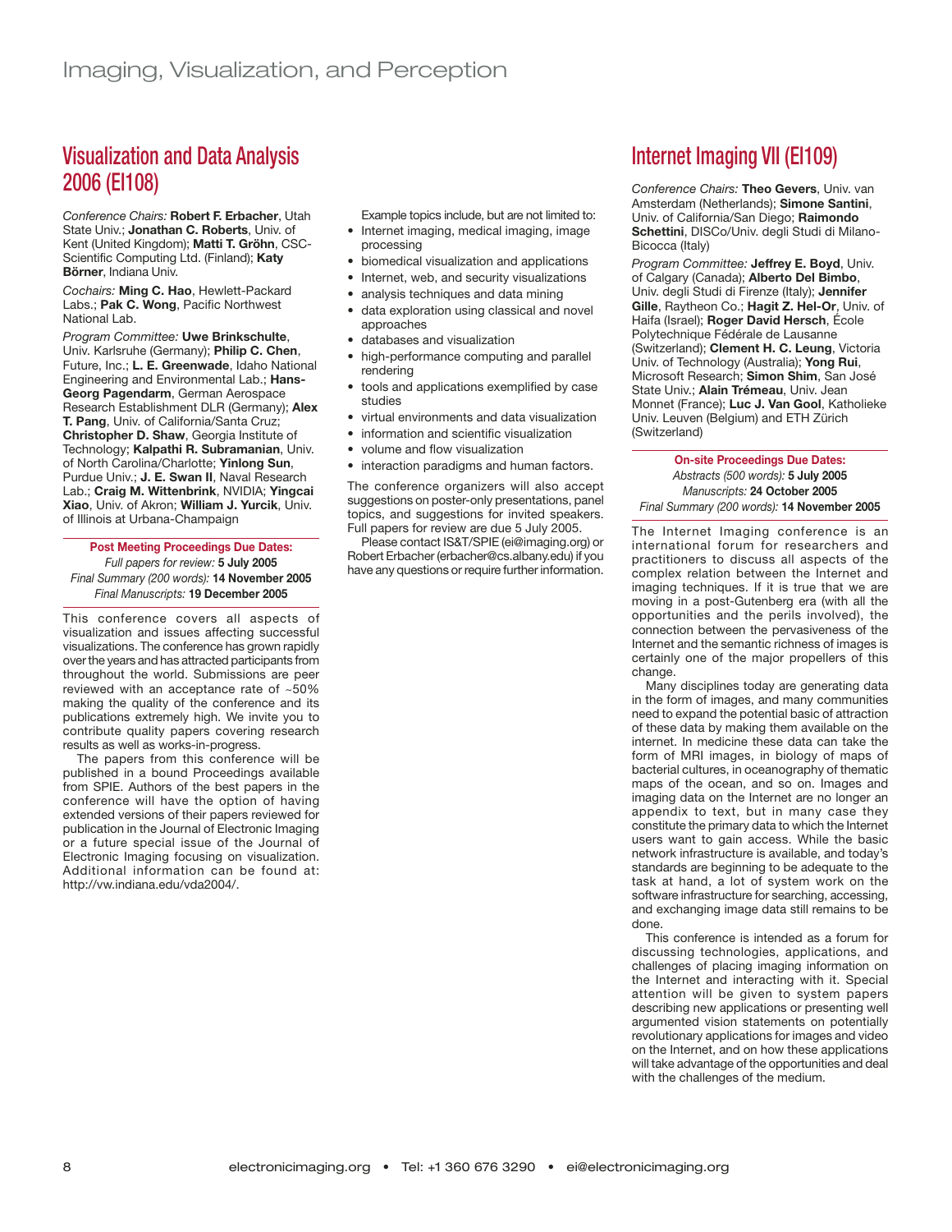## Visualization and Data Analysis 2006 (EI108)

*Conference Chairs:* **Robert F. Erbacher**, Utah State Univ.; **Jonathan C. Roberts**, Univ. of Kent (United Kingdom); **Matti T. Gröhn**, CSC-Scientific Computing Ltd. (Finland); **Katy Börner**, Indiana Univ.

*Cochairs:* **Ming C. Hao**, Hewlett-Packard Labs.; **Pak C. Wong**, Pacific Northwest National Lab.

*Program Committee:* **Uwe Brinkschulte**, Univ. Karlsruhe (Germany); **Philip C. Chen**, Future, Inc.; **L. E. Greenwade**, Idaho National Engineering and Environmental Lab.; **Hans-Georg Pagendarm**, German Aerospace Research Establishment DLR (Germany); **Alex T. Pang**, Univ. of California/Santa Cruz; **Christopher D. Shaw**, Georgia Institute of Technology; **Kalpathi R. Subramanian**, Univ. of North Carolina/Charlotte; **Yinlong Sun**, Purdue Univ.; **J. E. Swan II**, Naval Research Lab.; **Craig M. Wittenbrink**, NVIDIA; **Yingcai Xiao**, Univ. of Akron; **William J. Yurcik**, Univ. of Illinois at Urbana-Champaign

**Post Meeting Proceedings Due Dates:**
*Full papers for review:* **5 July 2005**
*Final Summary (200 words):* **14 November 2005**
*Final Manuscripts:* **19 December 2005**

This conference covers all aspects of visualization and issues affecting successful visualizations. The conference has grown rapidly over the years and has attracted participants from throughout the world. Submissions are peer reviewed with an acceptance rate of ~50% making the quality of the conference and its publications extremely high. We invite you to contribute quality papers covering research results as well as works-in-progress.

The papers from this conference will be published in a bound Proceedings available from SPIE. Authors of the best papers in the conference will have the option of having extended versions of their papers reviewed for publication in the Journal of Electronic Imaging or a future special issue of the Journal of Electronic Imaging focusing on visualization. Additional information can be found at: http://vw.indiana.edu/vda2004/.

Example topics include, but are not limited to:

- Internet imaging, medical imaging, image processing
- biomedical visualization and applications
- Internet, web, and security visualizations
- analysis techniques and data mining
- data exploration using classical and novel approaches
- databases and visualization
- high-performance computing and parallel rendering
- tools and applications exemplified by case studies
- virtual environments and data visualization
- information and scientific visualization
- volume and flow visualization
- interaction paradigms and human factors.

The conference organizers will also accept suggestions on poster-only presentations, panel topics, and suggestions for invited speakers. Full papers for review are due 5 July 2005.

Please contact IS&T/SPIE (ei@imaging.org) or Robert Erbacher (erbacher@cs.albany.edu) if you have any questions or require further information.

## Internet Imaging VII (EI109)

*Conference Chairs:* **Theo Gevers**, Univ. van Amsterdam (Netherlands); **Simone Santini**, Univ. of California/San Diego; **Raimondo Schettini**, DISCo/Univ. degli Studi di Milano-Bicocca (Italy)

*Program Committee:* **Jeffrey E. Boyd**, Univ. of Calgary (Canada); **Alberto Del Bimbo**, Univ. degli Studi di Firenze (Italy); **Jennifer Gille**, Raytheon Co.; **Hagit Z. Hel-Or**, Univ. of Haifa (Israel); **Roger David Hersch**, École Polytechnique Fédérale de Lausanne (Switzerland); **Clement H. C. Leung**, Victoria Univ. of Technology (Australia); **Yong Rui**, Microsoft Research; **Simon Shim**, San José State Univ.; **Alain Trémeau**, Univ. Jean Monnet (France); **Luc J. Van Gool**, Katholieke Univ. Leuven (Belgium) and ETH Zürich (Switzerland)

**On-site Proceedings Due Dates:**
*Abstracts (500 words):* **5 July 2005**
*Manuscripts:* **24 October 2005**
*Final Summary (200 words):* **14 November 2005**

The Internet Imaging conference is an international forum for researchers and practitioners to discuss all aspects of the complex relation between the Internet and imaging techniques. If it is true that we are moving in a post-Gutenberg era (with all the opportunities and the perils involved), the connection between the pervasiveness of the Internet and the semantic richness of images is certainly one of the major propellers of this change.

Many disciplines today are generating data in the form of images, and many communities need to expand the potential basic of attraction of these data by making them available on the internet. In medicine these data can take the form of MRI images, in biology of maps of bacterial cultures, in oceanography of thematic maps of the ocean, and so on. Images and imaging data on the Internet are no longer an appendix to text, but in many case they constitute the primary data to which the Internet users want to gain access. While the basic network infrastructure is available, and today's standards are beginning to be adequate to the task at hand, a lot of system work on the software infrastructure for searching, accessing, and exchanging image data still remains to be done.

This conference is intended as a forum for discussing technologies, applications, and challenges of placing imaging information on the Internet and interacting with it. Special attention will be given to system papers describing new applications or presenting well argumented vision statements on potentially revolutionary applications for images and video on the Internet, and on how these applications will take advantage of the opportunities and deal with the challenges of the medium.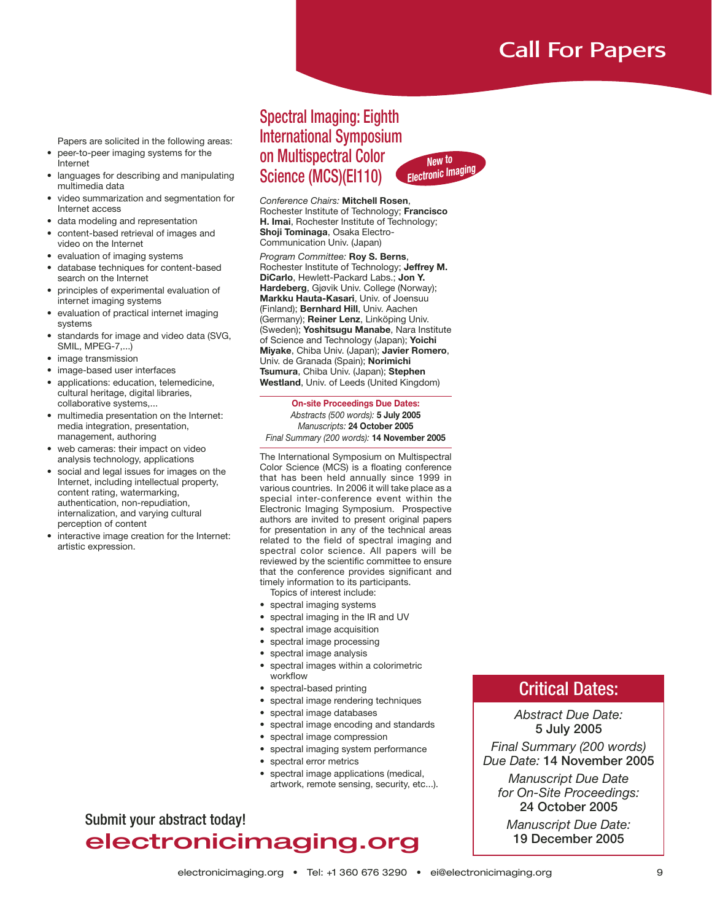# Call For Papers

Papers are solicited in the following areas:

- peer-to-peer imaging systems for the Internet
- languages for describing and manipulating multimedia data
- video summarization and segmentation for Internet access
- data modeling and representation
- content-based retrieval of images and video on the Internet
- evaluation of imaging systems
- database techniques for content-based search on the Internet
- principles of experimental evaluation of internet imaging systems
- evaluation of practical internet imaging systems
- standards for image and video data (SVG, SMIL, MPEG-7,...)
- image transmission
- image-based user interfaces
- applications: education, telemedicine, cultural heritage, digital libraries, collaborative systems,...
- multimedia presentation on the Internet: media integration, presentation, management, authoring
- web cameras: their impact on video analysis technology, applications
- social and legal issues for images on the Internet, including intellectual property, content rating, watermarking, authentication, non-repudiation, internalization, and varying cultural perception of content
- interactive image creation for the Internet: artistic expression.

## Spectral Imaging: Eighth International Symposium on Multispectral Color Science (MCS)(EI110)

*New to Electronic Imaging*

*Conference Chairs:* **Mitchell Rosen**, Rochester Institute of Technology; **Francisco H. Imai**, Rochester Institute of Technology; **Shoji Tominaga**, Osaka Electro-Communication Univ. (Japan)

*Program Committee:* **Roy S. Berns**, Rochester Institute of Technology; **Jeffrey M. DiCarlo**, Hewlett-Packard Labs.; **Jon Y. Hardeberg**, Gjøvik Univ. College (Norway); **Markku Hauta-Kasari**, Univ. of Joensuu (Finland); **Bernhard Hill**, Univ. Aachen (Germany); **Reiner Lenz**, Linköping Univ. (Sweden); **Yoshitsugu Manabe**, Nara Institute of Science and Technology (Japan); **Yoichi Miyake**, Chiba Univ. (Japan); **Javier Romero**, Univ. de Granada (Spain); **Norimichi Tsumura**, Chiba Univ. (Japan); **Stephen Westland**, Univ. of Leeds (United Kingdom)

**On-site Proceedings Due Dates:**
*Abstracts (500 words):* **5 July 2005**
*Manuscripts:* **24 October 2005**
*Final Summary (200 words):* **14 November 2005**

The International Symposium on Multispectral Color Science (MCS) is a floating conference that has been held annually since 1999 in various countries. In 2006 it will take place as a special inter-conference event within the Electronic Imaging Symposium. Prospective authors are invited to present original papers for presentation in any of the technical areas related to the field of spectral imaging and spectral color science. All papers will be reviewed by the scientific committee to ensure that the conference provides significant and timely information to its participants.

Topics of interest include:

- spectral imaging systems
- spectral imaging in the IR and UV
- spectral image acquisition
- spectral image processing
- spectral image analysis
- spectral images within a colorimetric workflow
- spectral-based printing
- spectral image rendering techniques
- spectral image databases
- spectral image encoding and standards
- spectral image compression
- spectral imaging system performance
- spectral error metrics
- spectral image applications (medical, artwork, remote sensing, security, etc...).

## Critical Dates:

*Abstract Due Date:*
**5 July 2005**

*Final Summary (200 words) Due Date:* **14 November 2005**

*Manuscript Due Date for On-Site Proceedings:*
**24 October 2005**

*Manuscript Due Date:*
**19 December 2005**

Submit your abstract today!
**electronicimaging.org**

electronicimaging.org • Tel: +1 360 676 3290 • ei@electronicimaging.org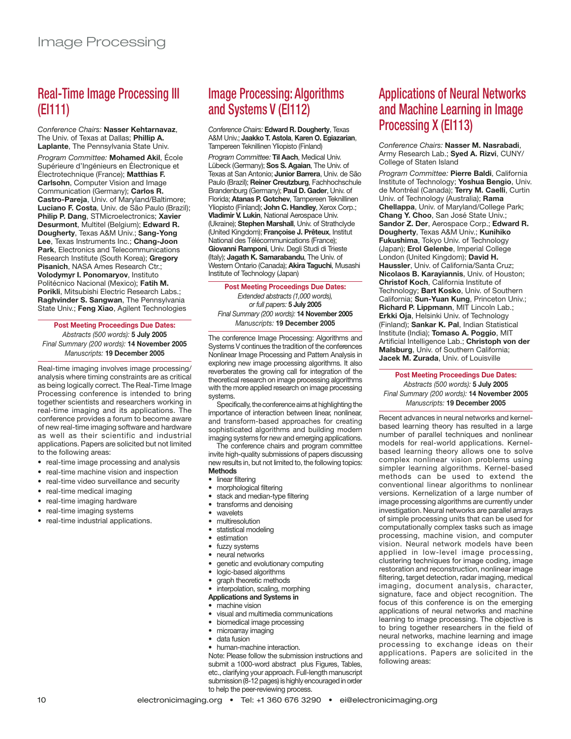# Image Processing

## Real-Time Image Processing III (EI111)

*Conference Chairs:* **Nasser Kehtarnavaz**, The Univ. of Texas at Dallas; **Phillip A. Laplante**, The Pennsylvania State Univ.

*Program Committee:* **Mohamed Akil**, École Supérieure d'Ingénieurs en Électronique et Électrotechnique (France); **Matthias F. Carlsohn**, Computer Vision and Image Communication (Germany); **Carlos R. Castro-Pareja**, Univ. of Maryland/Baltimore; **Luciano F. Costa**, Univ. de São Paulo (Brazil); **Philip P. Dang**, STMicroelectronics; **Xavier Desurmont**, Multitel (Belgium); **Edward R. Dougherty**, Texas A&M Univ.; **Sang-Yong Lee**, Texas Instruments Inc.; **Chang-Joon Park**, Electronics and Telecommunications Research Institute (South Korea); **Gregory Pisanich**, NASA Ames Research Ctr.; **Volodymyr I. Ponomaryov**, Instituto Politécnico Nacional (Mexico); **Fatih M. Porikli**, Mitsubishi Electric Research Labs.; **Raghvinder S. Sangwan**, The Pennsylvania State Univ.; **Feng Xiao**, Agilent Technologies

**Post Meeting Proceedings Due Dates:**
*Abstracts (500 words):* **5 July 2005**
*Final Summary (200 words):* **14 November 2005**
*Manuscripts:* **19 December 2005**

Real-time imaging involves image processing/analysis where timing constraints are as critical as being logically correct. The Real-Time Image Processing conference is intended to bring together scientists and researchers working in real-time imaging and its applications. The conference provides a forum to become aware of new real-time imaging software and hardware as well as their scientific and industrial applications. Papers are solicited but not limited to the following areas:

- real-time image processing and analysis
- real-time machine vision and inspection
- real-time video surveillance and security
- real-time medical imaging
- real-time imaging hardware
- real-time imaging systems
- real-time industrial applications.

## Image Processing: Algorithms and Systems V (EI112)

*Conference Chairs:* **Edward R. Dougherty**, Texas A&M Univ.; **Jaakko T. Astola**, **Karen O. Egiazarian**, Tampereen Teknillinen Yliopisto (Finland)

*Program Committee:* **Til Aach**, Medical Univ. Lübeck (Germany); **Sos S. Agaian**, The Univ. of Texas at San Antonio; **Junior Barrera**, Univ. de São Paulo (Brazil); **Reiner Creutzburg**, Fachhochschule Brandenburg (Germany); **Paul D. Gader**, Univ. of Florida; **Atanas P. Gotchev**, Tampereen Teknillinen Yliopisto (Finland); **John C. Handley**, Xerox Corp.; **Vladimir V. Lukin**, National Aerospace Univ. (Ukraine); **Stephen Marshall**, Univ. of Strathclyde (United Kingdom); **Françoise J. Prêteux**, Institut National des Télécommunications (France); **Giovanni Ramponi**, Univ. Degli Studi di Trieste (Italy); **Jagath K. Samarabandu**, The Univ. of Western Ontario (Canada); **Akira Taguchi**, Musashi Institute of Technology (Japan)

**Post Meeting Proceedings Due Dates:**
*Extended abstracts (1,000 words), or full papers:* **5 July 2005**
*Final Summary (200 words):* **14 November 2005**
*Manuscripts:* **19 December 2005**

The conference Image Processing: Algorithms and Systems V continues the tradition of the conferences Nonlinear Image Processing and Pattern Analysis in exploring new image processing algorithms. It also reverberates the growing call for integration of the theoretical research on image processing algorithms with the more applied research on image processing systems.

Specifically, the conference aims at highlighting the importance of interaction between linear, nonlinear, and transform-based approaches for creating sophisticated algorithms and building modern imaging systems for new and emerging applications.

The conference chairs and program committee invite high-quality submissions of papers discussing new results in, but not limited to, the following topics:

**Methods**

- linear filtering
- morphological filtering
- stack and median-type filtering
- transforms and denoising
- wavelets
- multiresolution
- statistical modeling
- estimation
- fuzzy systems
- neural networks
- genetic and evolutionary computing
- logic-based algorithms
- graph theoretic methods
- interpolation, scaling, morphing

**Applications and Systems in**

- machine vision
- visual and multimedia communications
- biomedical image processing
- microarray imaging
- data fusion
- human-machine interaction.

Note: Please follow the submission instructions and submit a 1000-word abstract plus Figures, Tables, etc., clarifying your approach. Full-length manuscript submission (8-12 pages) is highly encouraged in order to help the peer-reviewing process.

## Applications of Neural Networks and Machine Learning in Image Processing X (EI113)

*Conference Chairs:* **Nasser M. Nasrabadi**, Army Research Lab.; **Syed A. Rizvi**, CUNY/College of Staten Island

*Program Committee:* **Pierre Baldi**, California Institute of Technology; **Yoshua Bengio**, Univ. de Montréal (Canada); **Terry M. Caelli**, Curtin Univ. of Technology (Australia); **Rama Chellappa**, Univ. of Maryland/College Park; **Chang Y. Choo**, San José State Univ.; **Sandor Z. Der**, Aerospace Corp.; **Edward R. Dougherty**, Texas A&M Univ.; **Kunihiko Fukushima**, Tokyo Univ. of Technology (Japan); **Erol Gelenbe**, Imperial College London (United Kingdom); **David H. Haussler**, Univ. of California/Santa Cruz; **Nicolaos B. Karayiannis**, Univ. of Houston; **Christof Koch**, California Institute of Technology; **Bart Kosko**, Univ. of Southern California; **Sun-Yuan Kung**, Princeton Univ.; **Richard P. Lippmann**, MIT Lincoln Lab.; **Erkki Oja**, Helsinki Univ. of Technology (Finland); **Sankar K. Pal**, Indian Statistical Institute (India); **Tomaso A. Poggio**, MIT Artificial Intelligence Lab.; **Christoph von der Malsburg**, Univ. of Southern California; **Jacek M. Zurada**, Univ. of Louisville

**Post Meeting Proceedings Due Dates:**
*Abstracts (500 words):* **5 July 2005**
*Final Summary (200 words):* **14 November 2005**
*Manuscripts:* **19 December 2005**

Recent advances in neural networks and kernel-based learning theory has resulted in a large number of parallel techniques and nonlinear models for real-world applications. Kernel-based learning theory allows one to solve complex nonlinear vision problems using simpler learning algorithms. Kernel-based methods can be used to extend the conventional linear algorithms to nonlinear versions. Kernelization of a large number of image processing algorithms are currently under investigation. Neural networks are parallel arrays of simple processing units that can be used for computationally complex tasks such as image processing, machine vision, and computer vision. Neural network models have been applied in low-level image processing, clustering techniques for image coding, image restoration and reconstruction, nonlinear image filtering, target detection, radar imaging, medical imaging, document analysis, character, signature, face and object recognition. The focus of this conference is on the emerging applications of neural networks and machine learning to image processing. The objective is to bring together researchers in the field of neural networks, machine learning and image processing to exchange ideas on their applications. Papers are solicited in the following areas: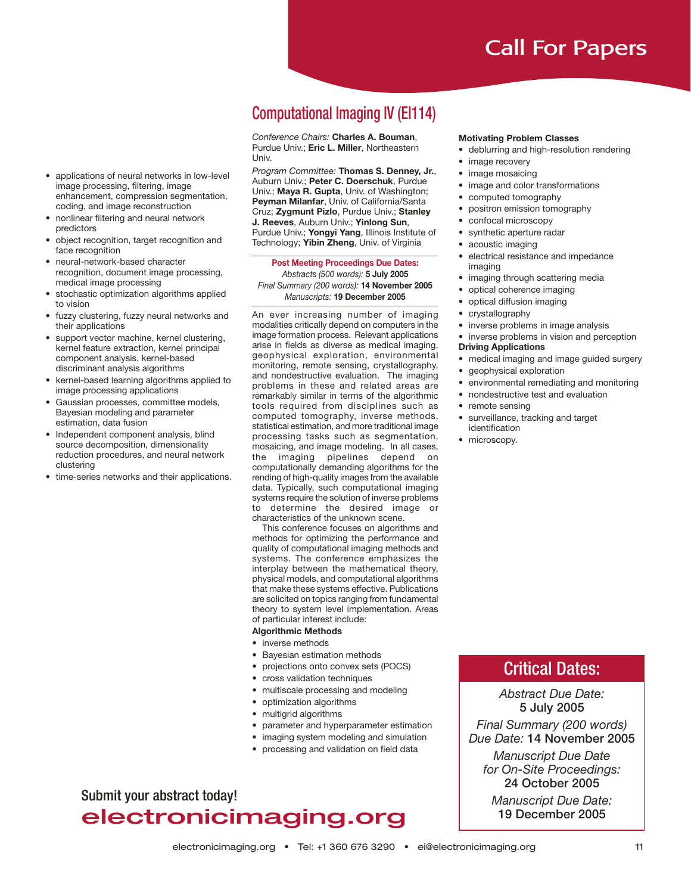# Call For Papers

- applications of neural networks in low-level image processing, filtering, image enhancement, compression segmentation, coding, and image reconstruction
- nonlinear filtering and neural network predictors
- object recognition, target recognition and face recognition
- neural-network-based character recognition, document image processing, medical image processing
- stochastic optimization algorithms applied to vision
- fuzzy clustering, fuzzy neural networks and their applications
- support vector machine, kernel clustering, kernel feature extraction, kernel principal component analysis, kernel-based discriminant analysis algorithms
- kernel-based learning algorithms applied to image processing applications
- Gaussian processes, committee models, Bayesian modeling and parameter estimation, data fusion
- Independent component analysis, blind source decomposition, dimensionality reduction procedures, and neural network clustering
- time-series networks and their applications.

## Computational Imaging IV (EI114)

*Conference Chairs:* **Charles A. Bouman**, Purdue Univ.; **Eric L. Miller**, Northeastern Univ.

*Program Committee:* **Thomas S. Denney, Jr.**, Auburn Univ.; **Peter C. Doerschuk**, Purdue Univ.; **Maya R. Gupta**, Univ. of Washington; **Peyman Milanfar**, Univ. of California/Santa Cruz; **Zygmunt Pizlo**, Purdue Univ.; **Stanley J. Reeves**, Auburn Univ.; **Yinlong Sun**, Purdue Univ.; **Yongyi Yang**, Illinois Institute of Technology; **Yibin Zheng**, Univ. of Virginia

**Post Meeting Proceedings Due Dates:**
*Abstracts (500 words):* **5 July 2005**
*Final Summary (200 words):* **14 November 2005**
*Manuscripts:* **19 December 2005**

An ever increasing number of imaging modalities critically depend on computers in the image formation process. Relevant applications arise in fields as diverse as medical imaging, geophysical exploration, environmental monitoring, remote sensing, crystallography, and nondestructive evaluation. The imaging problems in these and related areas are remarkably similar in terms of the algorithmic tools required from disciplines such as computed tomography, inverse methods, statistical estimation, and more traditional image processing tasks such as segmentation, mosaicing, and image modeling. In all cases, the imaging pipelines depend on computationally demanding algorithms for the rending of high-quality images from the available data. Typically, such computational imaging systems require the solution of inverse problems to determine the desired image or characteristics of the unknown scene.

This conference focuses on algorithms and methods for optimizing the performance and quality of computational imaging methods and systems. The conference emphasizes the interplay between the mathematical theory, physical models, and computational algorithms that make these systems effective. Publications are solicited on topics ranging from fundamental theory to system level implementation. Areas of particular interest include:

**Algorithmic Methods**

- inverse methods
- Bayesian estimation methods
- projections onto convex sets (POCS)
- cross validation techniques
- multiscale processing and modeling
- optimization algorithms
- multigrid algorithms
- parameter and hyperparameter estimation
- imaging system modeling and simulation
- processing and validation on field data

**Motivating Problem Classes**

- deblurring and high-resolution rendering
- image recovery
- image mosaicing
- image and color transformations
- computed tomography
- positron emission tomography
- confocal microscopy
- synthetic aperture radar
- acoustic imaging
- electrical resistance and impedance imaging
- imaging through scattering media
- optical coherence imaging
- optical diffusion imaging
- crystallography
- inverse problems in image analysis
- inverse problems in vision and perception

**Driving Applications**

- medical imaging and image guided surgery
- geophysical exploration
- environmental remediating and monitoring
- nondestructive test and evaluation
- remote sensing
- surveillance, tracking and target identification
- microscopy.

## Critical Dates:

*Abstract Due Date:*
**5 July 2005**

*Final Summary (200 words) Due Date:* **14 November 2005**

*Manuscript Due Date for On-Site Proceedings:*
**24 October 2005**

*Manuscript Due Date:*
**19 December 2005**

Submit your abstract today!

**electronicimaging.org**

electronicimaging.org • Tel: +1 360 676 3290 • ei@electronicimaging.org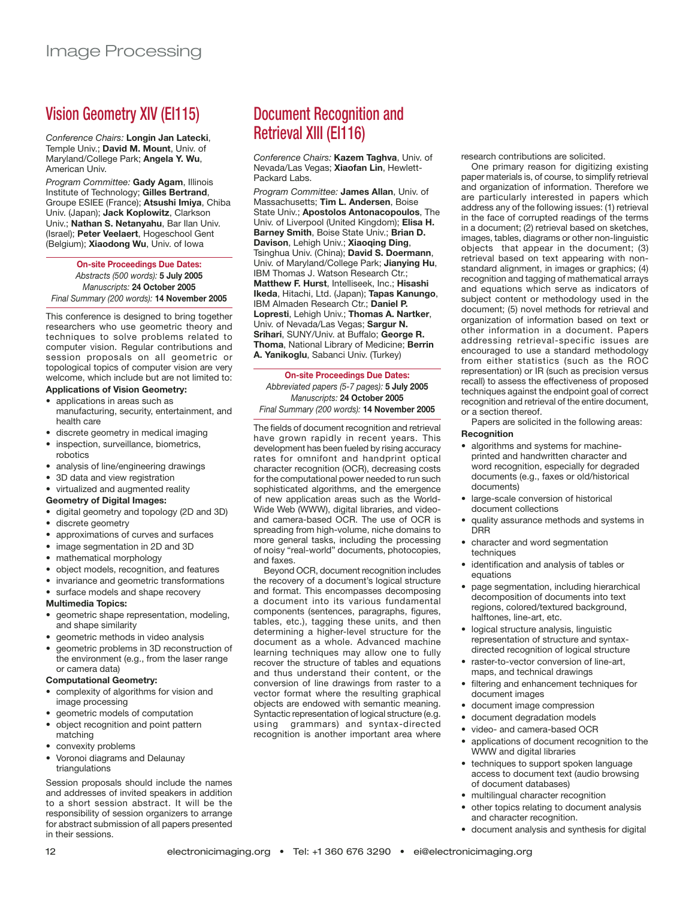# Image Processing

## Vision Geometry XIV (EI115)

*Conference Chairs:* **Longin Jan Latecki**, Temple Univ.; **David M. Mount**, Univ. of Maryland/College Park; **Angela Y. Wu**, American Univ.

*Program Committee:* **Gady Agam**, Illinois Institute of Technology; **Gilles Bertrand**, Groupe ESIEE (France); **Atsushi Imiya**, Chiba Univ. (Japan); **Jack Koplowitz**, Clarkson Univ.; **Nathan S. Netanyahu**, Bar Ilan Univ. (Israel); **Peter Veelaert**, Hogeschool Gent (Belgium); **Xiaodong Wu**, Univ. of Iowa

**On-site Proceedings Due Dates:**
*Abstracts (500 words):* **5 July 2005**
*Manuscripts:* **24 October 2005**
*Final Summary (200 words):* **14 November 2005**

This conference is designed to bring together researchers who use geometric theory and techniques to solve problems related to computer vision. Regular contributions and session proposals on all geometric or topological topics of computer vision are very welcome, which include but are not limited to:

**Applications of Vision Geometry:**

- applications in areas such as manufacturing, security, entertainment, and health care
- discrete geometry in medical imaging
- inspection, surveillance, biometrics, robotics
- analysis of line/engineering drawings
- 3D data and view registration
- virtualized and augmented reality

**Geometry of Digital Images:**

- digital geometry and topology (2D and 3D)
- discrete geometry
- approximations of curves and surfaces
- image segmentation in 2D and 3D
- mathematical morphology
- object models, recognition, and features
- invariance and geometric transformations
- surface models and shape recovery

**Multimedia Topics:**

- geometric shape representation, modeling, and shape similarity
- geometric methods in video analysis
- geometric problems in 3D reconstruction of the environment (e.g., from the laser range or camera data)

**Computational Geometry:**

- complexity of algorithms for vision and image processing
- geometric models of computation
- object recognition and point pattern matching
- convexity problems
- Voronoi diagrams and Delaunay triangulations

Session proposals should include the names and addresses of invited speakers in addition to a short session abstract. It will be the responsibility of session organizers to arrange for abstract submission of all papers presented in their sessions.

## Document Recognition and Retrieval XIII (EI116)

*Conference Chairs:* **Kazem Taghva**, Univ. of Nevada/Las Vegas; **Xiaofan Lin**, Hewlett-Packard Labs.

*Program Committee:* **James Allan**, Univ. of Massachusetts; **Tim L. Andersen**, Boise State Univ.; **Apostolos Antonacopoulos**, The Univ. of Liverpool (United Kingdom); **Elisa H. Barney Smith**, Boise State Univ.; **Brian D. Davison**, Lehigh Univ.; **Xiaoqing Ding**, Tsinghua Univ. (China); **David S. Doermann**, Univ. of Maryland/College Park; **Jianying Hu**, IBM Thomas J. Watson Research Ctr.; **Matthew F. Hurst**, Intelliseek, Inc.; **Hisashi Ikeda**, Hitachi, Ltd. (Japan); **Tapas Kanungo**, IBM Almaden Research Ctr.; **Daniel P. Lopresti**, Lehigh Univ.; **Thomas A. Nartker**, Univ. of Nevada/Las Vegas; **Sargur N. Srihari**, SUNY/Univ. at Buffalo; **George R. Thoma**, National Library of Medicine; **Berrin A. Yanikoglu**, Sabanci Univ. (Turkey)

**On-site Proceedings Due Dates:**
*Abbreviated papers (5-7 pages):* **5 July 2005**
*Manuscripts:* **24 October 2005**
*Final Summary (200 words):* **14 November 2005**

The fields of document recognition and retrieval have grown rapidly in recent years. This development has been fueled by rising accuracy rates for omnifont and handprint optical character recognition (OCR), decreasing costs for the computational power needed to run such sophisticated algorithms, and the emergence of new application areas such as the World-Wide Web (WWW), digital libraries, and video- and camera-based OCR. The use of OCR is spreading from high-volume, niche domains to more general tasks, including the processing of noisy "real-world" documents, photocopies, and faxes.

Beyond OCR, document recognition includes the recovery of a document's logical structure and format. This encompasses decomposing a document into its various fundamental components (sentences, paragraphs, figures, tables, etc.), tagging these units, and then determining a higher-level structure for the document as a whole. Advanced machine learning techniques may allow one to fully recover the structure of tables and equations and thus understand their content, or the conversion of line drawings from raster to a vector format where the resulting graphical objects are endowed with semantic meaning. Syntactic representation of logical structure (e.g. using grammars) and syntax-directed recognition is another important area where research contributions are solicited.

One primary reason for digitizing existing paper materials is, of course, to simplify retrieval and organization of information. Therefore we are particularly interested in papers which address any of the following issues: (1) retrieval in the face of corrupted readings of the terms in a document; (2) retrieval based on sketches, images, tables, diagrams or other non-linguistic objects that appear in the document; (3) retrieval based on text appearing with non-standard alignment, in images or graphics; (4) recognition and tagging of mathematical arrays and equations which serve as indicators of subject content or methodology used in the document; (5) novel methods for retrieval and organization of information based on text or other information in a document. Papers addressing retrieval-specific issues are encouraged to use a standard methodology from either statistics (such as the ROC representation) or IR (such as precision versus recall) to assess the effectiveness of proposed techniques against the endpoint goal of correct recognition and retrieval of the entire document, or a section thereof.

Papers are solicited in the following areas:

**Recognition**

- algorithms and systems for machine-printed and handwritten character and word recognition, especially for degraded documents (e.g., faxes or old/historical documents)
- large-scale conversion of historical document collections
- quality assurance methods and systems in DRR
- character and word segmentation techniques
- identification and analysis of tables or equations
- page segmentation, including hierarchical decomposition of documents into text regions, colored/textured background, halftones, line-art, etc.
- logical structure analysis, linguistic representation of structure and syntax-directed recognition of logical structure
- raster-to-vector conversion of line-art, maps, and technical drawings
- filtering and enhancement techniques for document images
- document image compression
- document degradation models
- video- and camera-based OCR
- applications of document recognition to the WWW and digital libraries
- techniques to support spoken language access to document text (audio browsing of document databases)
- multilingual character recognition
- other topics relating to document analysis and character recognition.
- document analysis and synthesis for digital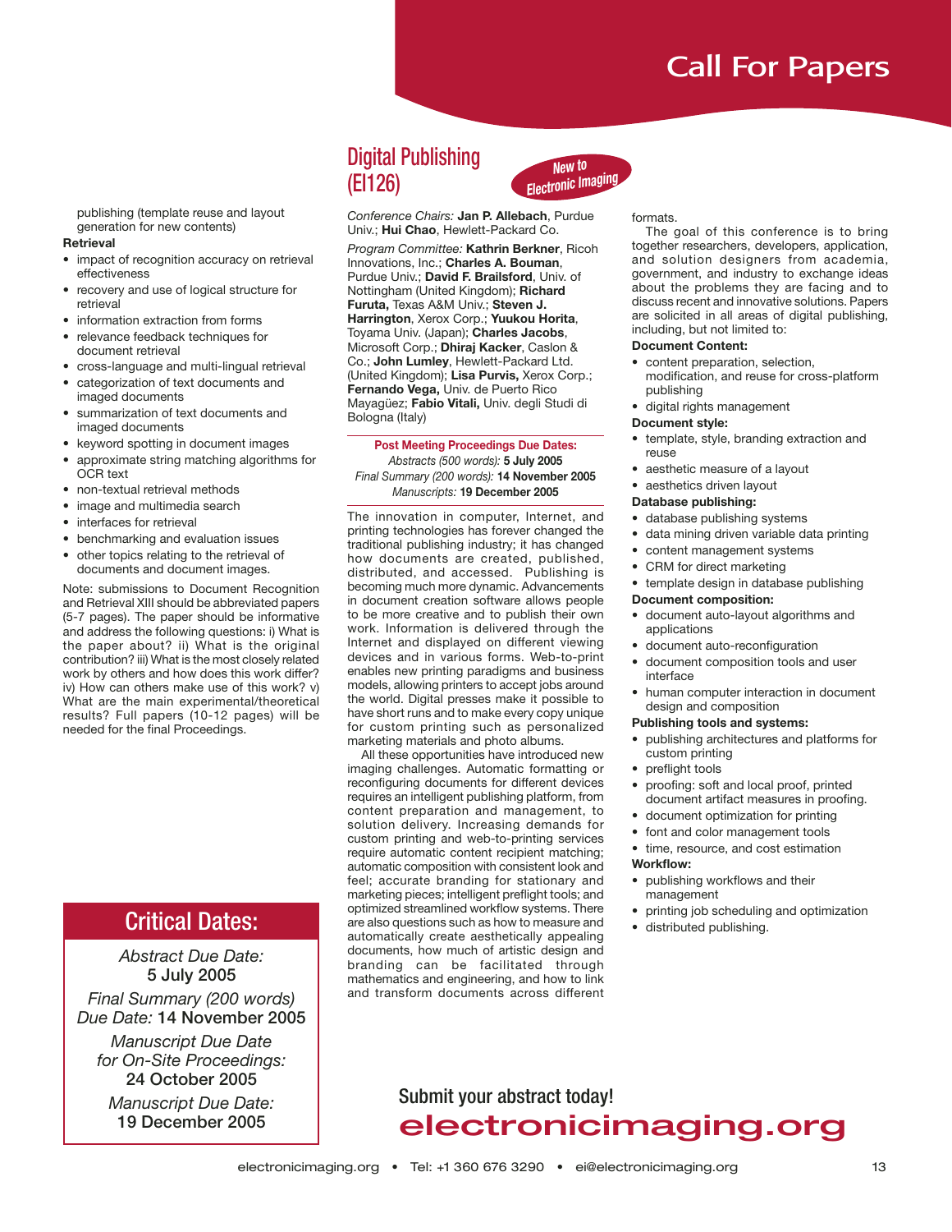# Call For Papers

publishing (template reuse and layout generation for new contents)

**Retrieval**

- impact of recognition accuracy on retrieval effectiveness
- recovery and use of logical structure for retrieval
- information extraction from forms
- relevance feedback techniques for document retrieval
- cross-language and multi-lingual retrieval
- categorization of text documents and imaged documents
- summarization of text documents and imaged documents
- keyword spotting in document images
- approximate string matching algorithms for OCR text
- non-textual retrieval methods
- image and multimedia search
- interfaces for retrieval
- benchmarking and evaluation issues
- other topics relating to the retrieval of documents and document images.

Note: submissions to Document Recognition and Retrieval XIII should be abbreviated papers (5-7 pages). The paper should be informative and address the following questions: i) What is the paper about? ii) What is the original contribution? iii) What is the most closely related work by others and how does this work differ? iv) How can others make use of this work? v) What are the main experimental/theoretical results? Full papers (10-12 pages) will be needed for the final Proceedings.

## Critical Dates:

*Abstract Due Date:* **5 July 2005**

*Final Summary (200 words) Due Date:* **14 November 2005**

*Manuscript Due Date for On-Site Proceedings:* **24 October 2005**

*Manuscript Due Date:* **19 December 2005**

## Digital Publishing (EI126)

**New to Electronic Imaging**

*Conference Chairs:* **Jan P. Allebach**, Purdue Univ.; **Hui Chao**, Hewlett-Packard Co.

*Program Committee:* **Kathrin Berkner**, Ricoh Innovations, Inc.; **Charles A. Bouman**, Purdue Univ.; **David F. Brailsford**, Univ. of Nottingham (United Kingdom); **Richard Furuta,** Texas A&M Univ.; **Steven J. Harrington**, Xerox Corp.; **Yuukou Horita**, Toyama Univ. (Japan); **Charles Jacobs**, Microsoft Corp.; **Dhiraj Kacker**, Caslon & Co.; **John Lumley**, Hewlett-Packard Ltd. (United Kingdom); **Lisa Purvis,** Xerox Corp.; **Fernando Vega,** Univ. de Puerto Rico Mayagüez; **Fabio Vitali,** Univ. degli Studi di Bologna (Italy)

**Post Meeting Proceedings Due Dates:**
*Abstracts (500 words):* **5 July 2005**
*Final Summary (200 words):* **14 November 2005**
*Manuscripts:* **19 December 2005**

The innovation in computer, Internet, and printing technologies has forever changed the traditional publishing industry; it has changed how documents are created, published, distributed, and accessed. Publishing is becoming much more dynamic. Advancements in document creation software allows people to be more creative and to publish their own work. Information is delivered through the Internet and displayed on different viewing devices and in various forms. Web-to-print enables new printing paradigms and business models, allowing printers to accept jobs around the world. Digital presses make it possible to have short runs and to make every copy unique for custom printing such as personalized marketing materials and photo albums.

All these opportunities have introduced new imaging challenges. Automatic formatting or reconfiguring documents for different devices requires an intelligent publishing platform, from content preparation and management, to solution delivery. Increasing demands for custom printing and web-to-printing services require automatic content recipient matching; automatic composition with consistent look and feel; accurate branding for stationary and marketing pieces; intelligent preflight tools; and optimized streamlined workflow systems. There are also questions such as how to measure and automatically create aesthetically appealing documents, how much of artistic design and branding can be facilitated through mathematics and engineering, and how to link and transform documents across different formats.

The goal of this conference is to bring together researchers, developers, application, and solution designers from academia, government, and industry to exchange ideas about the problems they are facing and to discuss recent and innovative solutions. Papers are solicited in all areas of digital publishing, including, but not limited to:

**Document Content:**

- content preparation, selection, modification, and reuse for cross-platform publishing
- digital rights management

**Document style:**

- template, style, branding extraction and reuse
- aesthetic measure of a layout
- aesthetics driven layout

**Database publishing:**

- database publishing systems
- data mining driven variable data printing
- content management systems
- CRM for direct marketing
- template design in database publishing

**Document composition:**

- document auto-layout algorithms and applications
- document auto-reconfiguration
- document composition tools and user interface
- human computer interaction in document design and composition

**Publishing tools and systems:**

- publishing architectures and platforms for custom printing
- preflight tools
- proofing: soft and local proof, printed document artifact measures in proofing.
- document optimization for printing
- font and color management tools
- time, resource, and cost estimation

**Workflow:**

- publishing workflows and their management
- printing job scheduling and optimization
- distributed publishing.

Submit your abstract today!
**electronicimaging.org**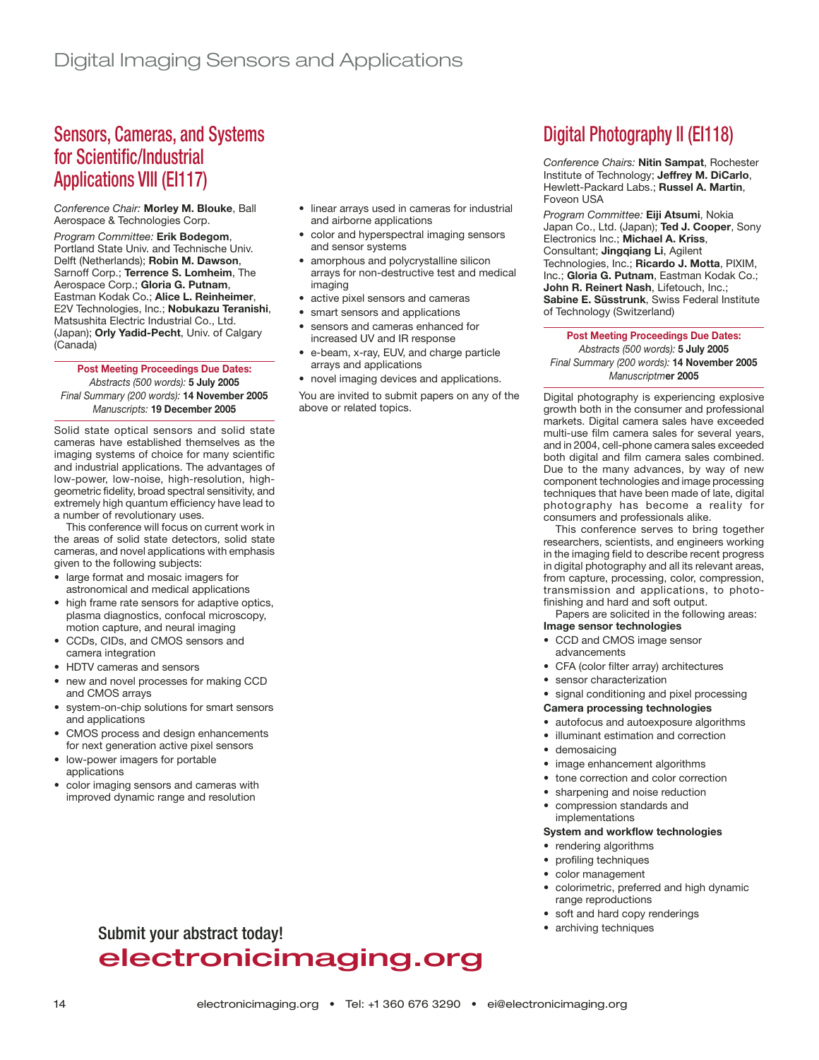# Digital Imaging Sensors and Applications

## Sensors, Cameras, and Systems for Scientific/Industrial Applications VIII (EI117)

*Conference Chair:* **Morley M. Blouke**, Ball Aerospace & Technologies Corp.

*Program Committee:* **Erik Bodegom**, Portland State Univ. and Technische Univ. Delft (Netherlands); **Robin M. Dawson**, Sarnoff Corp.; **Terrence S. Lomheim**, The Aerospace Corp.; **Gloria G. Putnam**, Eastman Kodak Co.; **Alice L. Reinheimer**, E2V Technologies, Inc.; **Nobukazu Teranishi**, Matsushita Electric Industrial Co., Ltd. (Japan); **Orly Yadid-Pecht**, Univ. of Calgary (Canada)

**Post Meeting Proceedings Due Dates:**
*Abstracts (500 words):* **5 July 2005**
*Final Summary (200 words):* **14 November 2005**
*Manuscripts:* **19 December 2005**

Solid state optical sensors and solid state cameras have established themselves as the imaging systems of choice for many scientific and industrial applications. The advantages of low-power, low-noise, high-resolution, high-geometric fidelity, broad spectral sensitivity, and extremely high quantum efficiency have lead to a number of revolutionary uses.

This conference will focus on current work in the areas of solid state detectors, solid state cameras, and novel applications with emphasis given to the following subjects:

- large format and mosaic imagers for astronomical and medical applications
- high frame rate sensors for adaptive optics, plasma diagnostics, confocal microscopy, motion capture, and neural imaging
- CCDs, CIDs, and CMOS sensors and camera integration
- HDTV cameras and sensors
- new and novel processes for making CCD and CMOS arrays
- system-on-chip solutions for smart sensors and applications
- CMOS process and design enhancements for next generation active pixel sensors
- low-power imagers for portable applications
- color imaging sensors and cameras with improved dynamic range and resolution
- linear arrays used in cameras for industrial and airborne applications
- color and hyperspectral imaging sensors and sensor systems
- amorphous and polycrystalline silicon arrays for non-destructive test and medical imaging
- active pixel sensors and cameras
- smart sensors and applications
- sensors and cameras enhanced for increased UV and IR response
- e-beam, x-ray, EUV, and charge particle arrays and applications
- novel imaging devices and applications.

You are invited to submit papers on any of the above or related topics.

## Digital Photography II (EI118)

*Conference Chairs:* **Nitin Sampat**, Rochester Institute of Technology; **Jeffrey M. DiCarlo**, Hewlett-Packard Labs.; **Russel A. Martin**, Foveon USA

*Program Committee:* **Eiji Atsumi**, Nokia Japan Co., Ltd. (Japan); **Ted J. Cooper**, Sony Electronics Inc.; **Michael A. Kriss**, Consultant; **Jingqiang Li**, Agilent Technologies, Inc.; **Ricardo J. Motta**, PIXIM, Inc.; **Gloria G. Putnam**, Eastman Kodak Co.; **John R. Reinert Nash**, Lifetouch, Inc.; **Sabine E. Süsstrunk**, Swiss Federal Institute of Technology (Switzerland)

**Post Meeting Proceedings Due Dates:**
*Abstracts (500 words):* **5 July 2005**
*Final Summary (200 words):* **14 November 2005**
*Manuscriptm*er **2005**

Digital photography is experiencing explosive growth both in the consumer and professional markets. Digital camera sales have exceeded multi-use film camera sales for several years, and in 2004, cell-phone camera sales exceeded both digital and film camera sales combined. Due to the many advances, by way of new component technologies and image processing techniques that have been made of late, digital photography has become a reality for consumers and professionals alike.

This conference serves to bring together researchers, scientists, and engineers working in the imaging field to describe recent progress in digital photography and all its relevant areas, from capture, processing, color, compression, transmission and applications, to photo-finishing and hard and soft output.

Papers are solicited in the following areas:

**Image sensor technologies**

- CCD and CMOS image sensor advancements
- CFA (color filter array) architectures
- sensor characterization
- signal conditioning and pixel processing

**Camera processing technologies**

- autofocus and autoexposure algorithms
- illuminant estimation and correction
- demosaicing
- image enhancement algorithms
- tone correction and color correction
- sharpening and noise reduction
- compression standards and implementations

**System and workflow technologies**

- rendering algorithms
- profiling techniques
- color management
- colorimetric, preferred and high dynamic range reproductions
- soft and hard copy renderings
- archiving techniques

Submit your abstract today!
**electronicimaging.org**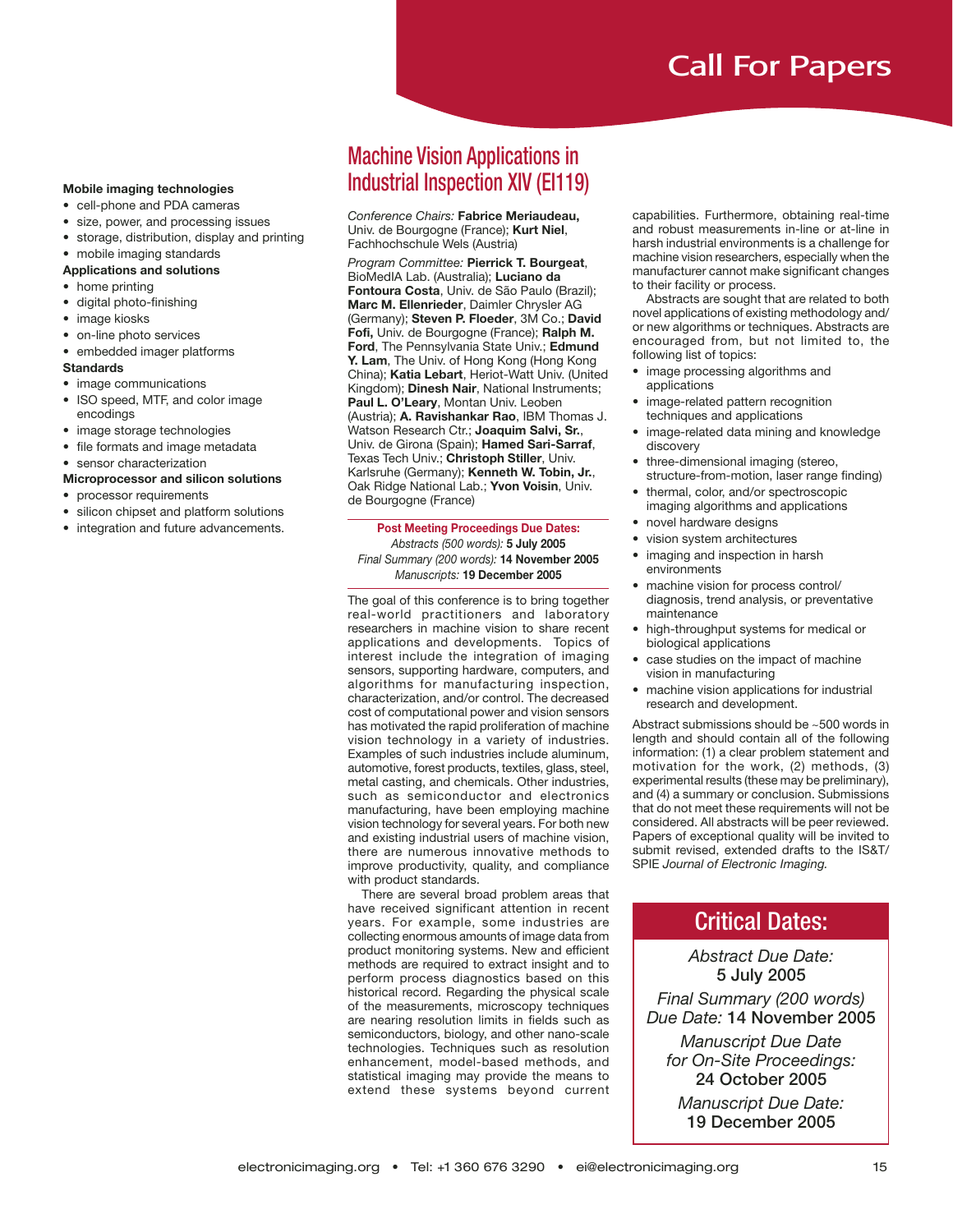# Call For Papers

**Mobile imaging technologies**
- cell-phone and PDA cameras
- size, power, and processing issues
- storage, distribution, display and printing
- mobile imaging standards

**Applications and solutions**
- home printing
- digital photo-finishing
- image kiosks
- on-line photo services
- embedded imager platforms

**Standards**
- image communications
- ISO speed, MTF, and color image encodings
- image storage technologies
- file formats and image metadata
- sensor characterization

**Microprocessor and silicon solutions**
- processor requirements
- silicon chipset and platform solutions
- integration and future advancements.

## Machine Vision Applications in Industrial Inspection XIV (EI119)

*Conference Chairs:* **Fabrice Meriaudeau,** Univ. de Bourgogne (France); **Kurt Niel**, Fachhochschule Wels (Austria)

*Program Committee:* **Pierrick T. Bourgeat**, BioMedIA Lab. (Australia); **Luciano da Fontoura Costa**, Univ. de São Paulo (Brazil); **Marc M. Ellenrieder**, Daimler Chrysler AG (Germany); **Steven P. Floeder**, 3M Co.; **David Fofi,** Univ. de Bourgogne (France); **Ralph M. Ford**, The Pennsylvania State Univ.; **Edmund Y. Lam**, The Univ. of Hong Kong (Hong Kong China); **Katia Lebart**, Heriot-Watt Univ. (United Kingdom); **Dinesh Nair**, National Instruments; **Paul L. O'Leary**, Montan Univ. Leoben (Austria); **A. Ravishankar Rao**, IBM Thomas J. Watson Research Ctr.; **Joaquim Salvi, Sr.**, Univ. de Girona (Spain); **Hamed Sari-Sarraf**, Texas Tech Univ.; **Christoph Stiller**, Univ. Karlsruhe (Germany); **Kenneth W. Tobin, Jr.**, Oak Ridge National Lab.; **Yvon Voisin**, Univ. de Bourgogne (France)

**Post Meeting Proceedings Due Dates:**
*Abstracts (500 words):* **5 July 2005**
*Final Summary (200 words):* **14 November 2005**
*Manuscripts:* **19 December 2005**

The goal of this conference is to bring together real-world practitioners and laboratory researchers in machine vision to share recent applications and developments. Topics of interest include the integration of imaging sensors, supporting hardware, computers, and algorithms for manufacturing inspection, characterization, and/or control. The decreased cost of computational power and vision sensors has motivated the rapid proliferation of machine vision technology in a variety of industries. Examples of such industries include aluminum, automotive, forest products, textiles, glass, steel, metal casting, and chemicals. Other industries, such as semiconductor and electronics manufacturing, have been employing machine vision technology for several years. For both new and existing industrial users of machine vision, there are numerous innovative methods to improve productivity, quality, and compliance with product standards.

There are several broad problem areas that have received significant attention in recent years. For example, some industries are collecting enormous amounts of image data from product monitoring systems. New and efficient methods are required to extract insight and to perform process diagnostics based on this historical record. Regarding the physical scale of the measurements, microscopy techniques are nearing resolution limits in fields such as semiconductors, biology, and other nano-scale technologies. Techniques such as resolution enhancement, model-based methods, and statistical imaging may provide the means to extend these systems beyond current capabilities. Furthermore, obtaining real-time and robust measurements in-line or at-line in harsh industrial environments is a challenge for machine vision researchers, especially when the manufacturer cannot make significant changes to their facility or process.

Abstracts are sought that are related to both novel applications of existing methodology and/or new algorithms or techniques. Abstracts are encouraged from, but not limited to, the following list of topics:

- image processing algorithms and applications
- image-related pattern recognition techniques and applications
- image-related data mining and knowledge discovery
- three-dimensional imaging (stereo, structure-from-motion, laser range finding)
- thermal, color, and/or spectroscopic imaging algorithms and applications
- novel hardware designs
- vision system architectures
- imaging and inspection in harsh environments
- machine vision for process control/ diagnosis, trend analysis, or preventative maintenance
- high-throughput systems for medical or biological applications
- case studies on the impact of machine vision in manufacturing
- machine vision applications for industrial research and development.

Abstract submissions should be ~500 words in length and should contain all of the following information: (1) a clear problem statement and motivation for the work, (2) methods, (3) experimental results (these may be preliminary), and (4) a summary or conclusion. Submissions that do not meet these requirements will not be considered. All abstracts will be peer reviewed. Papers of exceptional quality will be invited to submit revised, extended drafts to the IS&T/ SPIE *Journal of Electronic Imaging.*

### Critical Dates:

*Abstract Due Date:*
**5 July 2005**

*Final Summary (200 words) Due Date:* **14 November 2005**

*Manuscript Due Date for On-Site Proceedings:*
**24 October 2005**

*Manuscript Due Date:*
**19 December 2005**

electronicimaging.org • Tel: +1 360 676 3290 • ei@electronicimaging.org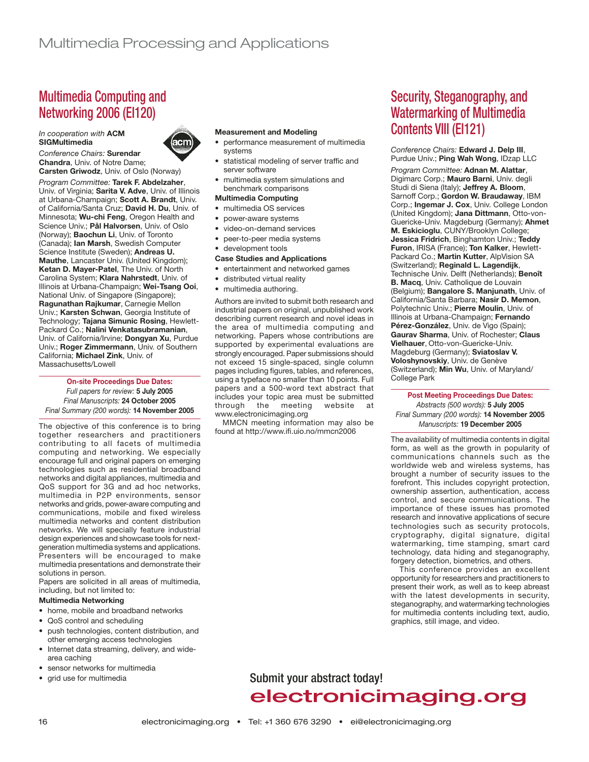# Multimedia Processing and Applications

## Multimedia Computing and Networking 2006 (EI120)

*In cooperation with* **ACM SIGMultimedia**

*Conference Chairs:* **Surendar Chandra**, Univ. of Notre Dame; **Carsten Griwodz**, Univ. of Oslo (Norway)

*Program Committee:* **Tarek F. Abdelzaher**, Univ. of Virginia; **Sarita V. Adve**, Univ. of Illinois at Urbana-Champaign; **Scott A. Brandt**, Univ. of California/Santa Cruz; **David H. Du**, Univ. of Minnesota; **Wu-chi Feng**, Oregon Health and Science Univ.; **Pål Halvorsen**, Univ. of Oslo (Norway); **Baochun Li**, Univ. of Toronto (Canada); **Ian Marsh**, Swedish Computer Science Institute (Sweden); **Andreas U. Mauthe**, Lancaster Univ. (United Kingdom); **Ketan D. Mayer-Patel**, The Univ. of North Carolina System; **Klara Nahrstedt**, Univ. of Illinois at Urbana-Champaign; **Wei-Tsang Ooi**, National Univ. of Singapore (Singapore); **Ragunathan Rajkumar**, Carnegie Mellon Univ.; **Karsten Schwan**, Georgia Institute of Technology; **Tajana Simunic Rosing**, Hewlett-Packard Co.; **Nalini Venkatasubramanian**, Univ. of California/Irvine; **Dongyan Xu**, Purdue Univ.; **Roger Zimmermann**, Univ. of Southern California; **Michael Zink**, Univ. of Massachusetts/Lowell

**On-site Proceedings Due Dates:**
*Full papers for review:* **5 July 2005**
*Final Manuscripts:* **24 October 2005**
*Final Summary (200 words):* **14 November 2005**

The objective of this conference is to bring together researchers and practitioners contributing to all facets of multimedia computing and networking. We especially encourage full and original papers on emerging technologies such as residential broadband networks and digital appliances, multimedia and QoS support for 3G and ad hoc networks, multimedia in P2P environments, sensor networks and grids, power-aware computing and communications, mobile and fixed wireless multimedia networks and content distribution networks. We will specially feature industrial design experiences and showcase tools for next-generation multimedia systems and applications. Presenters will be encouraged to make multimedia presentations and demonstrate their solutions in person.

Papers are solicited in all areas of multimedia, including, but not limited to:

**Multimedia Networking**
- home, mobile and broadband networks
- QoS control and scheduling
- push technologies, content distribution, and other emerging access technologies
- Internet data streaming, delivery, and wide-area caching
- sensor networks for multimedia
- grid use for multimedia

**Measurement and Modeling**
- performance measurement of multimedia systems
- statistical modeling of server traffic and server software
- multimedia system simulations and benchmark comparisons

**Multimedia Computing**
- multimedia OS services
- power-aware systems
- video-on-demand services
- peer-to-peer media systems
- development tools

**Case Studies and Applications**
- entertainment and networked games
- distributed virtual reality
- multimedia authoring.

Authors are invited to submit both research and industrial papers on original, unpublished work describing current research and novel ideas in the area of multimedia computing and networking. Papers whose contributions are supported by experimental evaluations are strongly encouraged. Paper submissions should not exceed 15 single-spaced, single column pages including figures, tables, and references, using a typeface no smaller than 10 points. Full papers and a 500-word text abstract that includes your topic area must be submitted through the meeting website at www.electronicimaging.org

MMCN meeting information may also be found at http://www.ifi.uio.no/mmcn2006

## Security, Steganography, and Watermarking of Multimedia Contents VIII (EI121)

*Conference Chairs:* **Edward J. Delp III**, Purdue Univ.; **Ping Wah Wong**, IDzap LLC

*Program Committee:* **Adnan M. Alattar**, Digimarc Corp.; **Mauro Barni**, Univ. degli Studi di Siena (Italy); **Jeffrey A. Bloom**, Sarnoff Corp.; **Gordon W. Braudaway**, IBM Corp.; **Ingemar J. Cox**, Univ. College London (United Kingdom); **Jana Dittmann**, Otto-von-Guericke-Univ. Magdeburg (Germany); **Ahmet M. Eskicioglu**, CUNY/Brooklyn College; **Jessica Fridrich**, Binghamton Univ.; **Teddy Furon**, IRISA (France); **Ton Kalker**, Hewlett-Packard Co.; **Martin Kutter**, AlpVision SA (Switzerland); **Reginald L. Lagendijk**, Technische Univ. Delft (Netherlands); **Benoît B. Macq**, Univ. Catholique de Louvain (Belgium); **Bangalore S. Manjunath**, Univ. of California/Santa Barbara; **Nasir D. Memon**, Polytechnic Univ.; **Pierre Moulin**, Univ. of Illinois at Urbana-Champaign; **Fernando Pérez-González**, Univ. de Vigo (Spain); **Gaurav Sharma**, Univ. of Rochester; **Claus Vielhauer**, Otto-von-Guericke-Univ. Magdeburg (Germany); **Sviatoslav V. Voloshynovskiy**, Univ. de Genève (Switzerland); **Min Wu**, Univ. of Maryland/College Park

**Post Meeting Proceedings Due Dates:**
*Abstracts (500 words):* **5 July 2005**
*Final Summary (200 words):* **14 November 2005**
*Manuscripts:* **19 December 2005**

The availability of multimedia contents in digital form, as well as the growth in popularity of communications channels such as the worldwide web and wireless systems, has brought a number of security issues to the forefront. This includes copyright protection, ownership assertion, authentication, access control, and secure communications. The importance of these issues has promoted research and innovative applications of secure technologies such as security protocols, cryptography, digital signature, digital watermarking, time stamping, smart card technology, data hiding and steganography, forgery detection, biometrics, and others.

This conference provides an excellent opportunity for researchers and practitioners to present their work, as well as to keep abreast with the latest developments in security, steganography, and watermarking technologies for multimedia contents including text, audio, graphics, still image, and video.

Submit your abstract today!
**electronicimaging.org**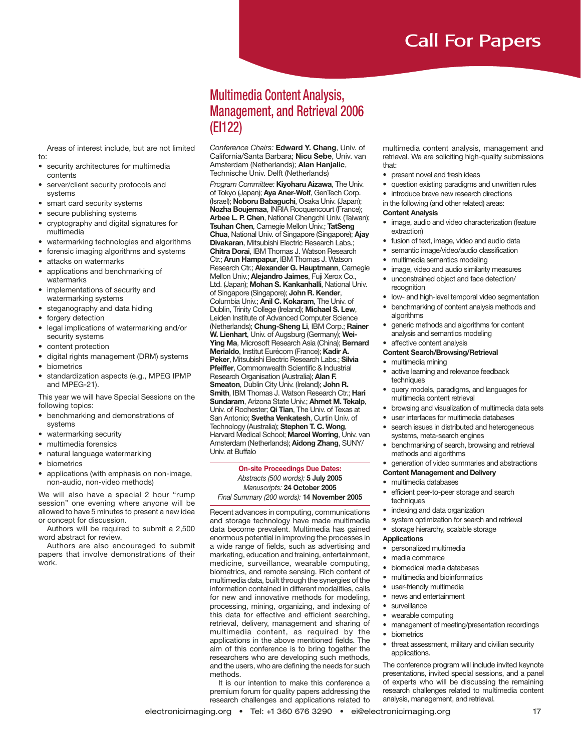Areas of interest include, but are not limited to:

- security architectures for multimedia contents
- server/client security protocols and systems
- smart card security systems
- secure publishing systems
- cryptography and digital signatures for multimedia
- watermarking technologies and algorithms
- forensic imaging algorithms and systems
- attacks on watermarks
- applications and benchmarking of watermarks
- implementations of security and watermarking systems
- steganography and data hiding
- forgery detection
- legal implications of watermarking and/or security systems
- content protection
- digital rights management (DRM) systems
- biometrics
- standardization aspects (e.g., MPEG IPMP and MPEG-21).

This year we will have Special Sessions on the following topics:

- benchmarking and demonstrations of systems
- watermarking security
- multimedia forensics
- natural language watermarking
- biometrics
- applications (with emphasis on non-image, non-audio, non-video methods)

We will also have a special 2 hour "rump session" one evening where anyone will be allowed to have 5 minutes to present a new idea or concept for discussion.

Authors will be required to submit a 2,500 word abstract for review.

Authors are also encouraged to submit papers that involve demonstrations of their work.

# Call For Papers

## Multimedia Content Analysis, Management, and Retrieval 2006 (EI122)

*Conference Chairs:* **Edward Y. Chang**, Univ. of California/Santa Barbara; **Nicu Sebe**, Univ. van Amsterdam (Netherlands); **Alan Hanjalic**, Technische Univ. Delft (Netherlands)

*Program Committee:* **Kiyoharu Aizawa**, The Univ. of Tokyo (Japan); **Aya Aner-Wolf**, GenTech Corp. (Israel); **Noboru Babaguchi**, Osaka Univ. (Japan); **Nozha Boujemaa**, INRIA Rocquencourt (France); **Arbee L. P. Chen**, National Chengchi Univ. (Taiwan); **Tsuhan Chen**, Carnegie Mellon Univ.; **TatSeng Chua**, National Univ. of Singapore (Singapore); **Ajay Divakaran**, Mitsubishi Electric Research Labs.; **Chitra Dorai**, IBM Thomas J. Watson Research Ctr.; **Arun Hampapur**, IBM Thomas J. Watson Research Ctr.; **Alexander G. Hauptmann**, Carnegie Mellon Univ.; **Alejandro Jaimes**, Fuji Xerox Co., Ltd. (Japan); **Mohan S. Kankanhalli**, National Univ. of Singapore (Singapore); **John R. Kender**, Columbia Univ.; **Anil C. Kokaram**, The Univ. of Dublin, Trinity College (Ireland); **Michael S. Lew**, Leiden Institute of Advanced Computer Science (Netherlands); **Chung-Sheng Li**, IBM Corp.; **Rainer W. Lienhart**, Univ. of Augsburg (Germany); **Wei-Ying Ma**, Microsoft Research Asia (China); **Bernard Merialdo**, Institut Eurécom (France); **Kadir A. Peker**, Mitsubishi Electric Research Labs.; **Silvia Pfeiffer**, Commonwealth Scientific & Industrial Research Organisation (Australia); **Alan F. Smeaton**, Dublin City Univ. (Ireland); **John R. Smith**, IBM Thomas J. Watson Research Ctr.; **Hari Sundaram**, Arizona State Univ.; **Ahmet M. Tekalp**, Univ. of Rochester; **Qi Tian**, The Univ. of Texas at San Antonio; **Svetha Venkatesh**, Curtin Univ. of Technology (Australia); **Stephen T. C. Wong**, Harvard Medical School; **Marcel Worring**, Univ. van Amsterdam (Netherlands); **Aidong Zhang**, SUNY/Univ. at Buffalo

**On-site Proceedings Due Dates:**
*Abstracts (500 words):* **5 July 2005**
*Manuscripts:* **24 October 2005**
*Final Summary (200 words):* **14 November 2005**

Recent advances in computing, communications and storage technology have made multimedia data become prevalent. Multimedia has gained enormous potential in improving the processes in a wide range of fields, such as advertising and marketing, education and training, entertainment, medicine, surveillance, wearable computing, biometrics, and remote sensing. Rich content of multimedia data, built through the synergies of the information contained in different modalities, calls for new and innovative methods for modeling, processing, mining, organizing, and indexing of this data for effective and efficient searching, retrieval, delivery, management and sharing of multimedia content, as required by the applications in the above mentioned fields. The aim of this conference is to bring together the researchers who are developing such methods, and the users, who are defining the needs for such methods.

It is our intention to make this conference a premium forum for quality papers addressing the research challenges and applications related to multimedia content analysis, management and retrieval. We are soliciting high-quality submissions that:

- present novel and fresh ideas
- question existing paradigms and unwritten rules
- introduce brave new research directions

in the following (and other related) areas:

**Content Analysis**

- image, audio and video characterization (feature extraction)
- fusion of text, image, video and audio data
- semantic image/video/audio classification
- multimedia semantics modeling
- image, video and audio similarity measures
- unconstrained object and face detection/recognition
- low- and high-level temporal video segmentation
- benchmarking of content analysis methods and algorithms
- generic methods and algorithms for content analysis and semantics modeling
- affective content analysis

**Content Search/Browsing/Retrieval**

- multimedia mining
- active learning and relevance feedback techniques
- query models, paradigms, and languages for multimedia content retrieval
- browsing and visualization of multimedia data sets
- user interfaces for multimedia databases
- search issues in distributed and heterogeneous systems, meta-search engines
- benchmarking of search, browsing and retrieval methods and algorithms
- generation of video summaries and abstractions

**Content Management and Delivery**

- multimedia databases
- efficient peer-to-peer storage and search techniques
- indexing and data organization
- system optimization for search and retrieval
- storage hierarchy, scalable storage

**Applications**

- personalized multimedia
- media commerce
- biomedical media databases
- multimedia and bioinformatics
- user-friendly multimedia
- news and entertainment
- surveillance
- wearable computing
- management of meeting/presentation recordings
- biometrics
- threat assessment, military and civilian security applications.

The conference program will include invited keynote presentations, invited special sessions, and a panel of experts who will be discussing the remaining research challenges related to multimedia content analysis, management, and retrieval.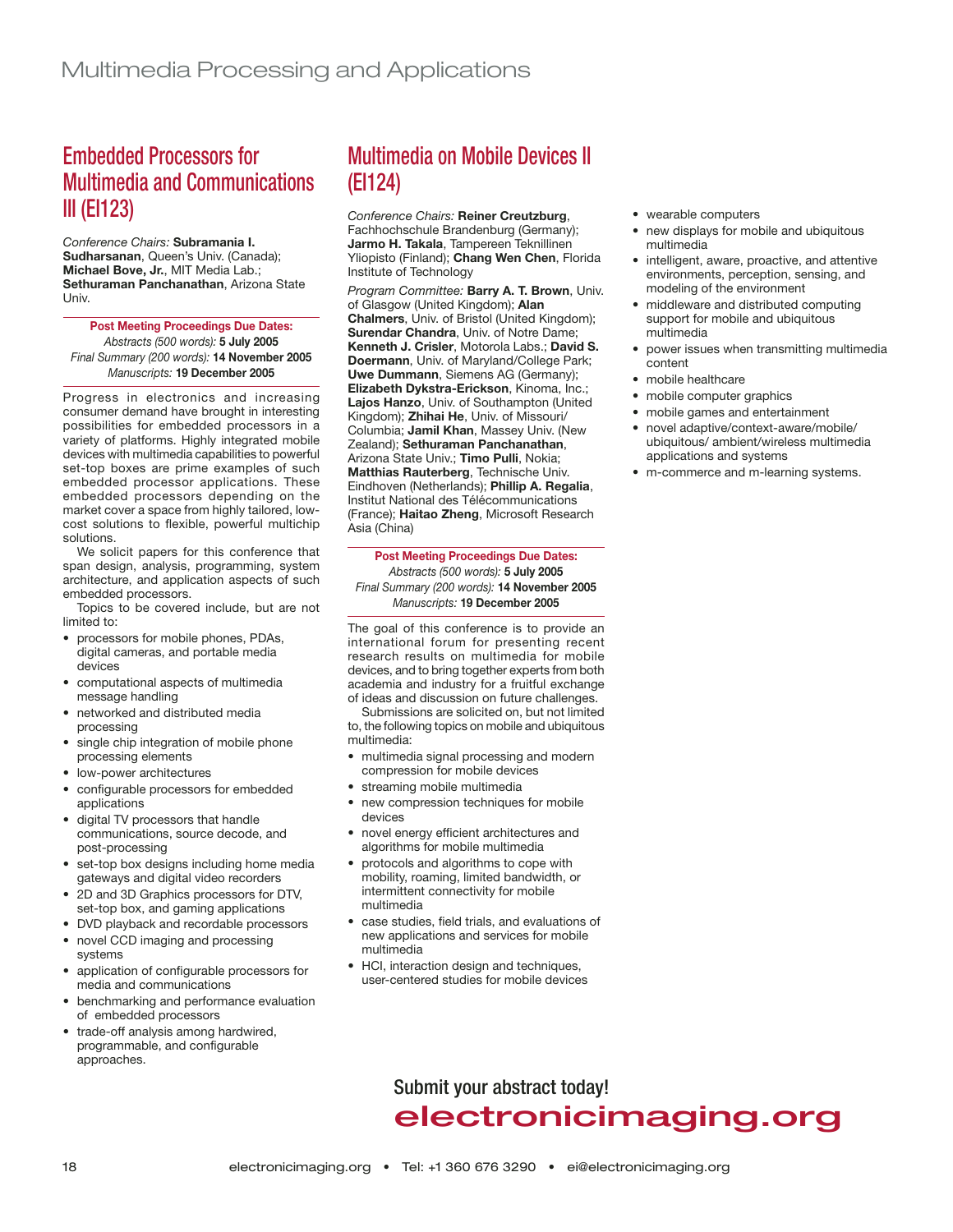# Multimedia Processing and Applications

## Embedded Processors for Multimedia and Communications III (EI123)

*Conference Chairs:* **Subramania I. Sudharsanan**, Queen's Univ. (Canada); **Michael Bove, Jr.**, MIT Media Lab.; **Sethuraman Panchanathan**, Arizona State Univ.

**Post Meeting Proceedings Due Dates:**
*Abstracts (500 words):* **5 July 2005**
*Final Summary (200 words):* **14 November 2005**
*Manuscripts:* **19 December 2005**

Progress in electronics and increasing consumer demand have brought in interesting possibilities for embedded processors in a variety of platforms. Highly integrated mobile devices with multimedia capabilities to powerful set-top boxes are prime examples of such embedded processor applications. These embedded processors depending on the market cover a space from highly tailored, low-cost solutions to flexible, powerful multichip solutions.

We solicit papers for this conference that span design, analysis, programming, system architecture, and application aspects of such embedded processors.

Topics to be covered include, but are not limited to:

- processors for mobile phones, PDAs, digital cameras, and portable media devices
- computational aspects of multimedia message handling
- networked and distributed media processing
- single chip integration of mobile phone processing elements
- low-power architectures
- configurable processors for embedded applications
- digital TV processors that handle communications, source decode, and post-processing
- set-top box designs including home media gateways and digital video recorders
- 2D and 3D Graphics processors for DTV, set-top box, and gaming applications
- DVD playback and recordable processors
- novel CCD imaging and processing systems
- application of configurable processors for media and communications
- benchmarking and performance evaluation of embedded processors
- trade-off analysis among hardwired, programmable, and configurable approaches.

## Multimedia on Mobile Devices II (EI124)

*Conference Chairs:* **Reiner Creutzburg**, Fachhochschule Brandenburg (Germany); **Jarmo H. Takala**, Tampereen Teknillinen Yliopisto (Finland); **Chang Wen Chen**, Florida Institute of Technology

*Program Committee:* **Barry A. T. Brown**, Univ. of Glasgow (United Kingdom); **Alan Chalmers**, Univ. of Bristol (United Kingdom); **Surendar Chandra**, Univ. of Notre Dame; **Kenneth J. Crisler**, Motorola Labs.; **David S. Doermann**, Univ. of Maryland/College Park; **Uwe Dummann**, Siemens AG (Germany); **Elizabeth Dykstra-Erickson**, Kinoma, Inc.; **Lajos Hanzo**, Univ. of Southampton (United Kingdom); **Zhihai He**, Univ. of Missouri/Columbia; **Jamil Khan**, Massey Univ. (New Zealand); **Sethuraman Panchanathan**, Arizona State Univ.; **Timo Pulli**, Nokia; **Matthias Rauterberg**, Technische Univ. Eindhoven (Netherlands); **Phillip A. Regalia**, Institut National des Télécommunications (France); **Haitao Zheng**, Microsoft Research Asia (China)

**Post Meeting Proceedings Due Dates:**
*Abstracts (500 words):* **5 July 2005**
*Final Summary (200 words):* **14 November 2005**
*Manuscripts:* **19 December 2005**

The goal of this conference is to provide an international forum for presenting recent research results on multimedia for mobile devices, and to bring together experts from both academia and industry for a fruitful exchange of ideas and discussion on future challenges.

Submissions are solicited on, but not limited to, the following topics on mobile and ubiquitous multimedia:

- multimedia signal processing and modern compression for mobile devices
- streaming mobile multimedia
- new compression techniques for mobile devices
- novel energy efficient architectures and algorithms for mobile multimedia
- protocols and algorithms to cope with mobility, roaming, limited bandwidth, or intermittent connectivity for mobile multimedia
- case studies, field trials, and evaluations of new applications and services for mobile multimedia
- HCI, interaction design and techniques, user-centered studies for mobile devices
- wearable computers
- new displays for mobile and ubiquitous multimedia
- intelligent, aware, proactive, and attentive environments, perception, sensing, and modeling of the environment
- middleware and distributed computing support for mobile and ubiquitous multimedia
- power issues when transmitting multimedia content
- mobile healthcare
- mobile computer graphics
- mobile games and entertainment
- novel adaptive/context-aware/mobile/ubiquitous/ ambient/wireless multimedia applications and systems
- m-commerce and m-learning systems.

Submit your abstract today!
**electronicimaging.org**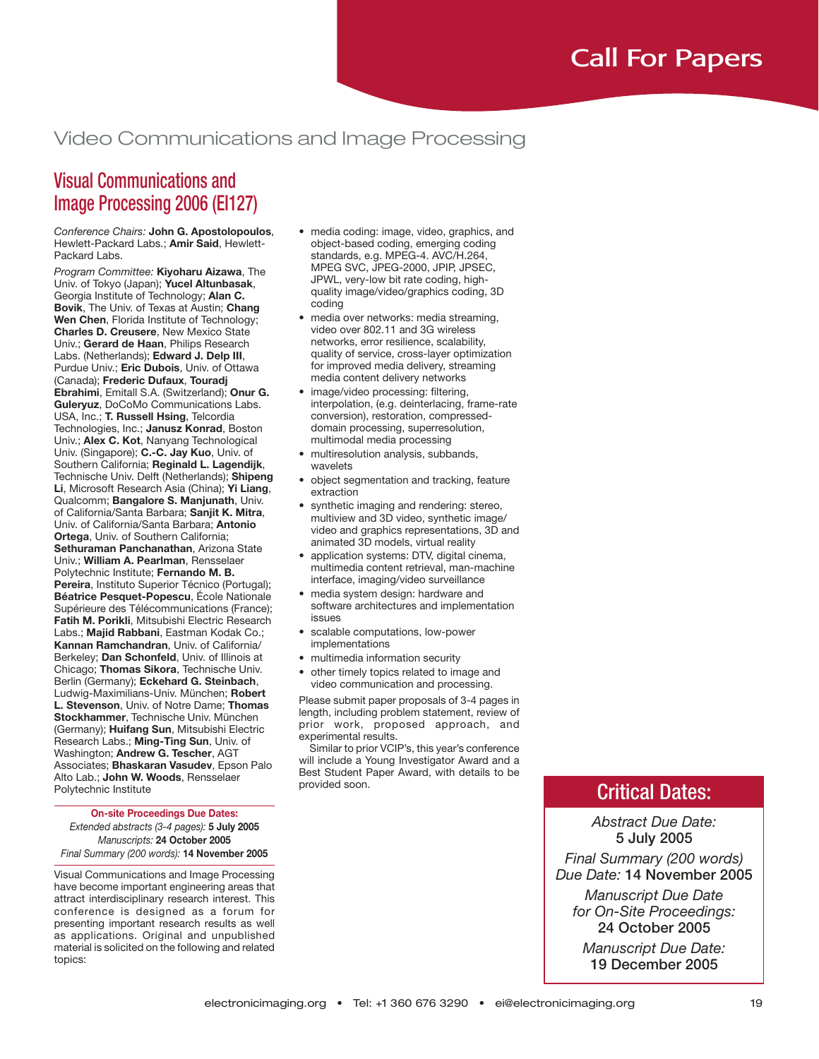# Call For Papers

## Video Communications and Image Processing

### Visual Communications and Image Processing 2006 (EI127)

*Conference Chairs:* **John G. Apostolopoulos**, Hewlett-Packard Labs.; **Amir Said**, Hewlett-Packard Labs.

*Program Committee:* **Kiyoharu Aizawa**, The Univ. of Tokyo (Japan); **Yucel Altunbasak**, Georgia Institute of Technology; **Alan C. Bovik**, The Univ. of Texas at Austin; **Chang Wen Chen**, Florida Institute of Technology; **Charles D. Creusere**, New Mexico State Univ.; **Gerard de Haan**, Philips Research Labs. (Netherlands); **Edward J. Delp III**, Purdue Univ.; **Eric Dubois**, Univ. of Ottawa (Canada); **Frederic Dufaux**, **Touradj Ebrahimi**, Emitall S.A. (Switzerland); **Onur G. Guleryuz**, DoCoMo Communications Labs. USA, Inc.; **T. Russell Hsing**, Telcordia Technologies, Inc.; **Janusz Konrad**, Boston Univ.; **Alex C. Kot**, Nanyang Technological Univ. (Singapore); **C.-C. Jay Kuo**, Univ. of Southern California; **Reginald L. Lagendijk**, Technische Univ. Delft (Netherlands); **Shipeng Li**, Microsoft Research Asia (China); **Yi Liang**, Qualcomm; **Bangalore S. Manjunath**, Univ. of California/Santa Barbara; **Sanjit K. Mitra**, Univ. of California/Santa Barbara; **Antonio Ortega**, Univ. of Southern California; **Sethuraman Panchanathan**, Arizona State Univ.; **William A. Pearlman**, Rensselaer Polytechnic Institute; **Fernando M. B. Pereira**, Instituto Superior Técnico (Portugal); **Béatrice Pesquet-Popescu**, École Nationale Supérieure des Télécommunications (France); **Fatih M. Porikli**, Mitsubishi Electric Research Labs.; **Majid Rabbani**, Eastman Kodak Co.; **Kannan Ramchandran**, Univ. of California/Berkeley; **Dan Schonfeld**, Univ. of Illinois at Chicago; **Thomas Sikora**, Technische Univ. Berlin (Germany); **Eckehard G. Steinbach**, Ludwig-Maximilians-Univ. München; **Robert L. Stevenson**, Univ. of Notre Dame; **Thomas Stockhammer**, Technische Univ. München (Germany); **Huifang Sun**, Mitsubishi Electric Research Labs.; **Ming-Ting Sun**, Univ. of Washington; **Andrew G. Tescher**, AGT Associates; **Bhaskaran Vasudev**, Epson Palo Alto Lab.; **John W. Woods**, Rensselaer Polytechnic Institute

**On-site Proceedings Due Dates:**

*Extended abstracts (3-4 pages):* **5 July 2005**
*Manuscripts:* **24 October 2005**
*Final Summary (200 words):* **14 November 2005**

Visual Communications and Image Processing have become important engineering areas that attract interdisciplinary research interest. This conference is designed as a forum for presenting important research results as well as applications. Original and unpublished material is solicited on the following and related topics:

- media coding: image, video, graphics, and object-based coding, emerging coding standards, e.g. MPEG-4. AVC/H.264, MPEG SVC, JPEG-2000, JPIP, JPSEC, JPWL, very-low bit rate coding, high-quality image/video/graphics coding, 3D coding
- media over networks: media streaming, video over 802.11 and 3G wireless networks, error resilience, scalability, quality of service, cross-layer optimization for improved media delivery, streaming media content delivery networks
- image/video processing: filtering, interpolation, (e.g. deinterlacing, frame-rate conversion), restoration, compressed-domain processing, superresolution, multimodal media processing
- multiresolution analysis, subbands, wavelets
- object segmentation and tracking, feature extraction
- synthetic imaging and rendering: stereo, multiview and 3D video, synthetic image/video and graphics representations, 3D and animated 3D models, virtual reality
- application systems: DTV, digital cinema, multimedia content retrieval, man-machine interface, imaging/video surveillance
- media system design: hardware and software architectures and implementation issues
- scalable computations, low-power implementations
- multimedia information security
- other timely topics related to image and video communication and processing.

Please submit paper proposals of 3-4 pages in length, including problem statement, review of prior work, proposed approach, and experimental results.

Similar to prior VCIP's, this year's conference will include a Young Investigator Award and a Best Student Paper Award, with details to be provided soon.

### Critical Dates:

*Abstract Due Date:*
**5 July 2005**

*Final Summary (200 words) Due Date:* **14 November 2005**

*Manuscript Due Date for On-Site Proceedings:*
**24 October 2005**

*Manuscript Due Date:*
**19 December 2005**

electronicimaging.org • Tel: +1 360 676 3290 • ei@electronicimaging.org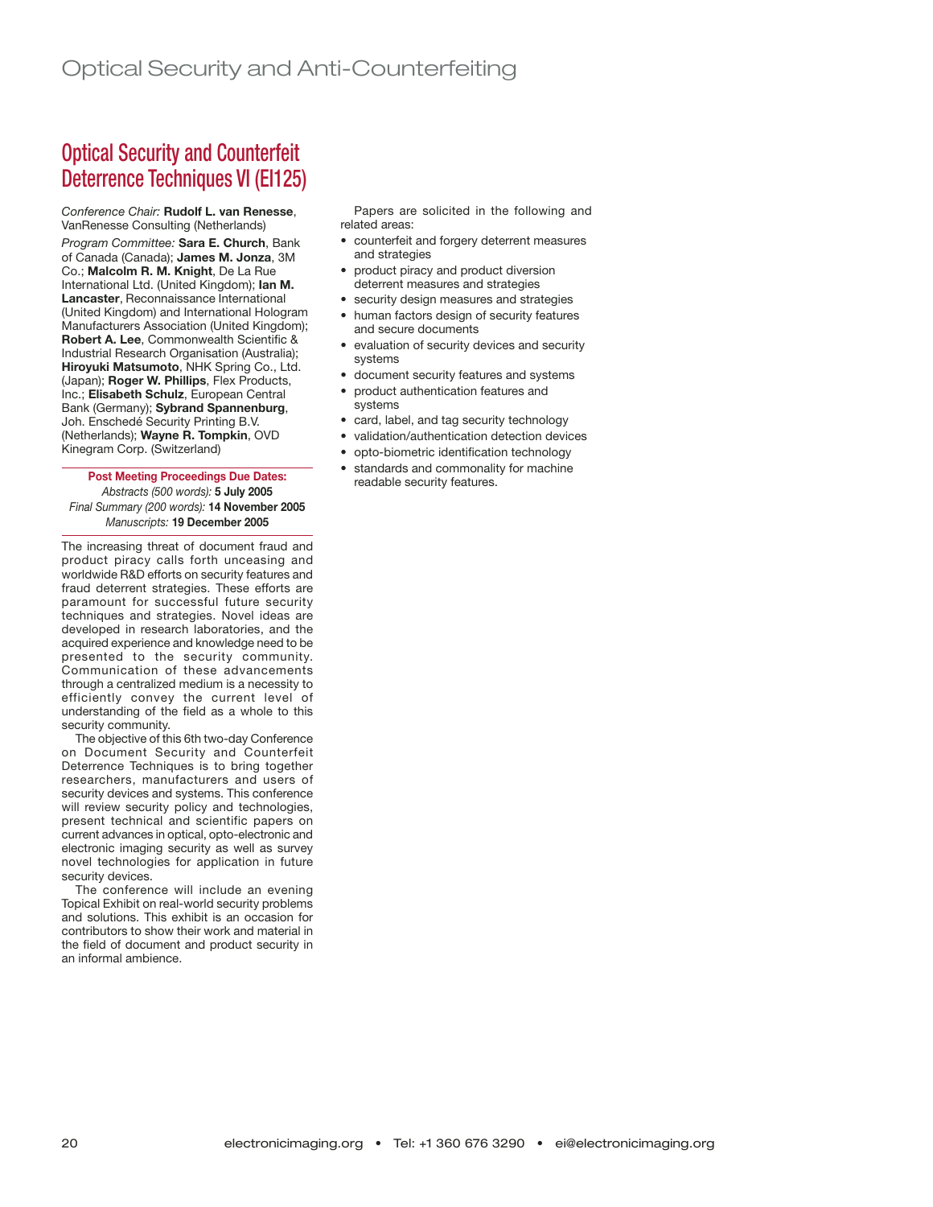# Optical Security and Anti-Counterfeiting

## Optical Security and Counterfeit Deterrence Techniques VI (EI125)

*Conference Chair:* **Rudolf L. van Renesse**, VanRenesse Consulting (Netherlands)

*Program Committee:* **Sara E. Church**, Bank of Canada (Canada); **James M. Jonza**, 3M Co.; **Malcolm R. M. Knight**, De La Rue International Ltd. (United Kingdom); **Ian M. Lancaster**, Reconnaissance International (United Kingdom) and International Hologram Manufacturers Association (United Kingdom); **Robert A. Lee**, Commonwealth Scientific & Industrial Research Organisation (Australia); **Hiroyuki Matsumoto**, NHK Spring Co., Ltd. (Japan); **Roger W. Phillips**, Flex Products, Inc.; **Elisabeth Schulz**, European Central Bank (Germany); **Sybrand Spannenburg**, Joh. Enschedé Security Printing B.V. (Netherlands); **Wayne R. Tompkin**, OVD Kinegram Corp. (Switzerland)

**Post Meeting Proceedings Due Dates:**
*Abstracts (500 words):* **5 July 2005**
*Final Summary (200 words):* **14 November 2005**
*Manuscripts:* **19 December 2005**

The increasing threat of document fraud and product piracy calls forth unceasing and worldwide R&D efforts on security features and fraud deterrent strategies. These efforts are paramount for successful future security techniques and strategies. Novel ideas are developed in research laboratories, and the acquired experience and knowledge need to be presented to the security community. Communication of these advancements through a centralized medium is a necessity to efficiently convey the current level of understanding of the field as a whole to this security community.

The objective of this 6th two-day Conference on Document Security and Counterfeit Deterrence Techniques is to bring together researchers, manufacturers and users of security devices and systems. This conference will review security policy and technologies, present technical and scientific papers on current advances in optical, opto-electronic and electronic imaging security as well as survey novel technologies for application in future security devices.

The conference will include an evening Topical Exhibit on real-world security problems and solutions. This exhibit is an occasion for contributors to show their work and material in the field of document and product security in an informal ambience.

Papers are solicited in the following and related areas:

- counterfeit and forgery deterrent measures and strategies
- product piracy and product diversion deterrent measures and strategies
- security design measures and strategies
- human factors design of security features and secure documents
- evaluation of security devices and security systems
- document security features and systems
- product authentication features and systems
- card, label, and tag security technology
- validation/authentication detection devices
- opto-biometric identification technology
- standards and commonality for machine readable security features.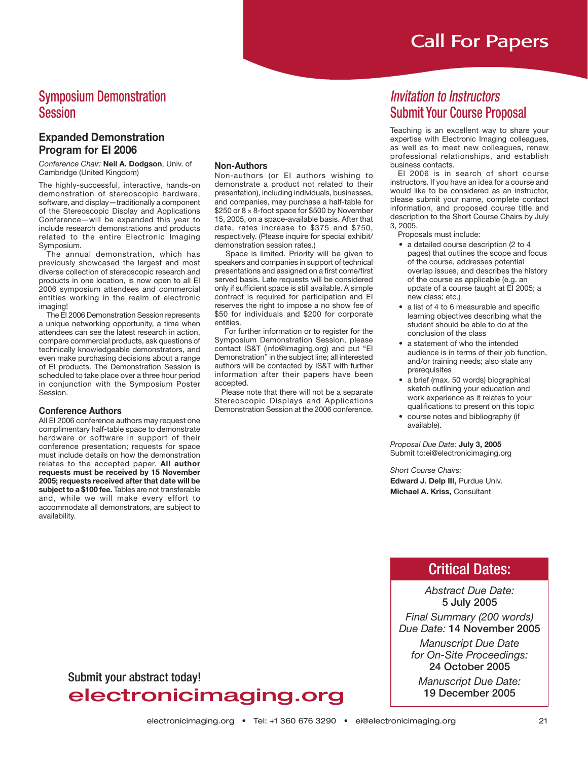# Call For Papers

## Symposium Demonstration Session

### Expanded Demonstration Program for EI 2006

*Conference Chair:* **Neil A. Dodgson**, Univ. of Cambridge (United Kingdom)

The highly-successful, interactive, hands-on demonstration of stereoscopic hardware, software, and display—traditionally a component of the Stereoscopic Display and Applications Conference—will be expanded this year to include research demonstrations and products related to the entire Electronic Imaging Symposium.

The annual demonstration, which has previously showcased the largest and most diverse collection of stereoscopic research and products in one location, is now open to all EI 2006 symposium attendees and commercial entities working in the realm of electronic imaging!

The EI 2006 Demonstration Session represents a unique networking opportunity, a time when attendees can see the latest research in action, compare commercial products, ask questions of technically knowledgeable demonstrators, and even make purchasing decisions about a range of EI products. The Demonstration Session is scheduled to take place over a three hour period in conjunction with the Symposium Poster Session.

### Conference Authors

All EI 2006 conference authors may request one complimentary half-table space to demonstrate hardware or software in support of their conference presentation; requests for space must include details on how the demonstration relates to the accepted paper. **All author requests must be received by 15 November 2005; requests received after that date will be subject to a $100 fee.** Tables are not transferable and, while we will make every effort to accommodate all demonstrators, are subject to availability.

### Non-Authors

Non-authors (or EI authors wishing to demonstrate a product not related to their presentation), including individuals, businesses, and companies, may purchase a half-table for $250 or 8 × 8-foot space for $500 by November 15, 2005, on a space-available basis. After that date, rates increase to $375 and $750, respectively. (Please inquire for special exhibit/demonstration session rates.)

Space is limited. Priority will be given to speakers and companies in support of technical presentations and assigned on a first come/first served basis. Late requests will be considered only if sufficient space is still available. A simple contract is required for participation and EI reserves the right to impose a no show fee of $50 for individuals and $200 for corporate entities.

For further information or to register for the Symposium Demonstration Session, please contact IS&T (info@imaging.org) and put "EI Demonstration" in the subject line; all interested authors will be contacted by IS&T with further information after their papers have been accepted.

Please note that there will not be a separate Stereoscopic Displays and Applications Demonstration Session at the 2006 conference.

## *Invitation to Instructors* Submit Your Course Proposal

Teaching is an excellent way to share your expertise with Electronic Imaging colleagues, as well as to meet new colleagues, renew professional relationships, and establish business contacts.

EI 2006 is in search of short course instructors. If you have an idea for a course and would like to be considered as an instructor, please submit your name, complete contact information, and proposed course title and description to the Short Course Chairs by July 3, 2005.

Proposals must include:

- a detailed course description (2 to 4 pages) that outlines the scope and focus of the course, addresses potential overlap issues, and describes the history of the course as applicable (e.g. an update of a course taught at EI 2005; a new class; etc.)
- a list of 4 to 6 measurable and specific learning objectives describing what the student should be able to do at the conclusion of the class
- a statement of who the intended audience is in terms of their job function, and/or training needs; also state any prerequisites
- a brief (max. 50 words) biographical sketch outlining your education and work experience as it relates to your qualifications to present on this topic
- course notes and bibliography (if available).

*Proposal Due Date:* **July 3, 2005**
Submit to:ei@electronicimaging.org

*Short Course Chairs:*
**Edward J. Delp III,** Purdue Univ.
**Michael A. Kriss,** Consultant

## Critical Dates:

*Abstract Due Date:* **5 July 2005**

*Final Summary (200 words) Due Date:* **14 November 2005**

*Manuscript Due Date for On-Site Proceedings:* **24 October 2005**

*Manuscript Due Date:* **19 December 2005**

Submit your abstract today!
**electronicimaging.org**

electronicimaging.org • Tel: +1 360 676 3290 • ei@electronicimaging.org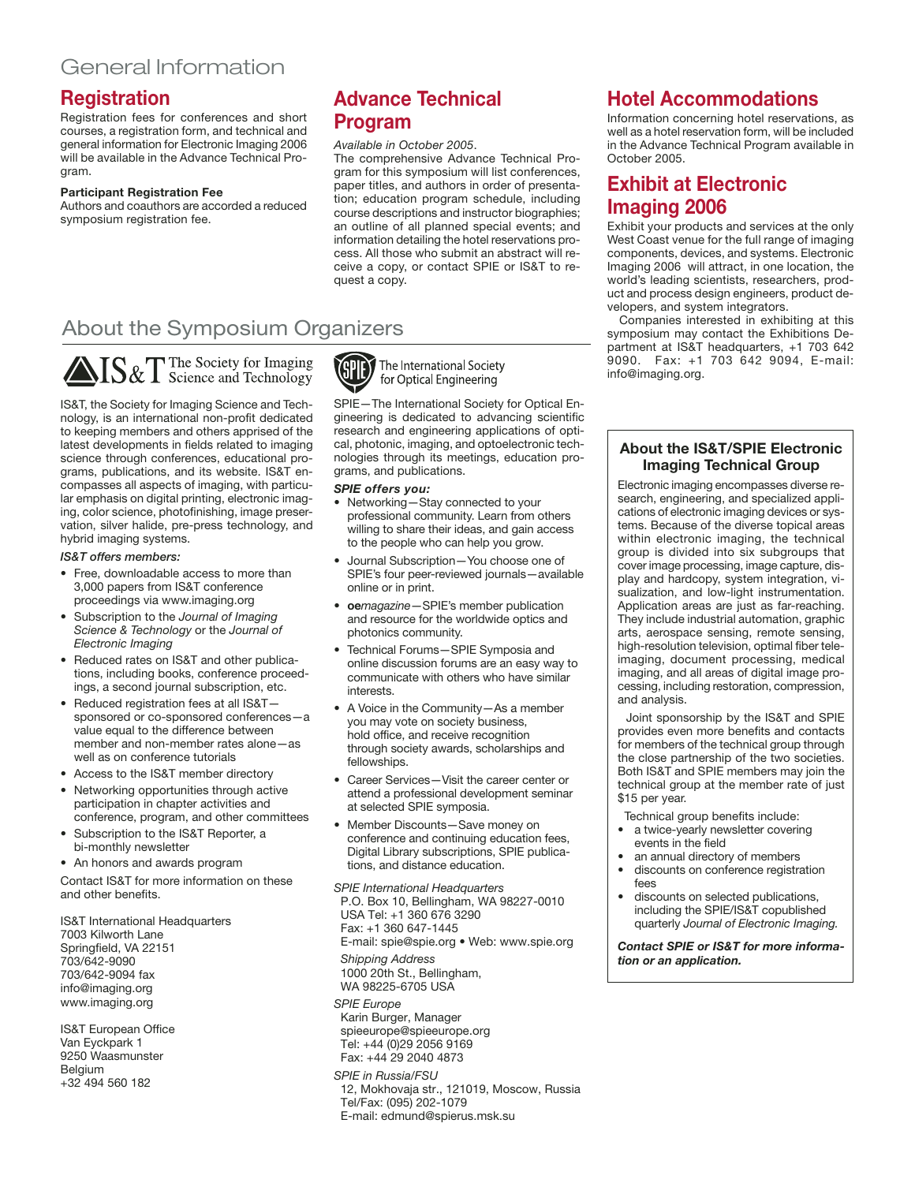# General Information

## Registration

Registration fees for conferences and short courses, a registration form, and technical and general information for Electronic Imaging 2006 will be available in the Advance Technical Program.

**Participant Registration Fee**

Authors and coauthors are accorded a reduced symposium registration fee.

## Advance Technical Program

*Available in October 2005*.

The comprehensive Advance Technical Program for this symposium will list conferences, paper titles, and authors in order of presentation; education program schedule, including course descriptions and instructor biographies; an outline of all planned special events; and information detailing the hotel reservations process. All those who submit an abstract will receive a copy, or contact SPIE or IS&T to request a copy.

## Hotel Accommodations

Information concerning hotel reservations, as well as a hotel reservation form, will be included in the Advance Technical Program available in October 2005.

## Exhibit at Electronic Imaging 2006

Exhibit your products and services at the only West Coast venue for the full range of imaging components, devices, and systems. Electronic Imaging 2006 will attract, in one location, the world's leading scientists, researchers, product and process design engineers, product developers, and system integrators.

Companies interested in exhibiting at this symposium may contact the Exhibitions Department at IS&T headquarters, +1 703 642 9090. Fax: +1 703 642 9094, E-mail: info@imaging.org.

# About the Symposium Organizers

IS&T The Society for Imaging Science and Technology

IS&T, the Society for Imaging Science and Technology, is an international non-profit dedicated to keeping members and others apprised of the latest developments in fields related to imaging science through conferences, educational programs, publications, and its website. IS&T encompasses all aspects of imaging, with particular emphasis on digital printing, electronic imaging, color science, photofinishing, image preservation, silver halide, pre-press technology, and hybrid imaging systems.

***IS&T offers members:***

- Free, downloadable access to more than 3,000 papers from IS&T conference proceedings via www.imaging.org
- Subscription to the *Journal of Imaging Science & Technology* or the *Journal of Electronic Imaging*
- Reduced rates on IS&T and other publications, including books, conference proceedings, a second journal subscription, etc.
- Reduced registration fees at all IS&T—sponsored or co-sponsored conferences—a value equal to the difference between member and non-member rates alone—as well as on conference tutorials
- Access to the IS&T member directory
- Networking opportunities through active participation in chapter activities and conference, program, and other committees
- Subscription to the IS&T Reporter, a bi-monthly newsletter
- An honors and awards program

Contact IS&T for more information on these and other benefits.

IS&T International Headquarters
7003 Kilworth Lane
Springfield, VA 22151
703/642-9090
703/642-9094 fax
info@imaging.org
www.imaging.org

IS&T European Office
Van Eyckpark 1
9250 Waasmunster
Belgium
+32 494 560 182

SPIE The International Society for Optical Engineering

SPIE—The International Society for Optical Engineering is dedicated to advancing scientific research and engineering applications of optical, photonic, imaging, and optoelectronic technologies through its meetings, education programs, and publications.

***SPIE offers you:***

- Networking—Stay connected to your professional community. Learn from others willing to share their ideas, and gain access to the people who can help you grow.
- Journal Subscription—You choose one of SPIE's four peer-reviewed journals—available online or in print.
- **oe***magazine*—SPIE's member publication and resource for the worldwide optics and photonics community.
- Technical Forums—SPIE Symposia and online discussion forums are an easy way to communicate with others who have similar interests.
- A Voice in the Community—As a member you may vote on society business, hold office, and receive recognition through society awards, scholarships and fellowships.
- Career Services—Visit the career center or attend a professional development seminar at selected SPIE symposia.
- Member Discounts—Save money on conference and continuing education fees, Digital Library subscriptions, SPIE publications, and distance education.

*SPIE International Headquarters*
P.O. Box 10, Bellingham, WA 98227-0010
USA Tel: +1 360 676 3290
Fax: +1 360 647-1445
E-mail: spie@spie.org • Web: www.spie.org

*Shipping Address*
1000 20th St., Bellingham,
WA 98225-6705 USA

*SPIE Europe*
Karin Burger, Manager
spieeurope@spieeurope.org
Tel: +44 (0)29 2056 9169
Fax: +44 29 2040 4873

*SPIE in Russia/FSU*
12, Mokhovaja str., 121019, Moscow, Russia
Tel/Fax: (095) 202-1079
E-mail: edmund@spierus.msk.su

### About the IS&T/SPIE Electronic Imaging Technical Group

Electronic imaging encompasses diverse research, engineering, and specialized applications of electronic imaging devices or systems. Because of the diverse topical areas within electronic imaging, the technical group is divided into six subgroups that cover image processing, image capture, display and hardcopy, system integration, visualization, and low-light instrumentation. Application areas are just as far-reaching. They include industrial automation, graphic arts, aerospace sensing, remote sensing, high-resolution television, optimal fiber teleimaging, document processing, medical imaging, and all areas of digital image processing, including restoration, compression, and analysis.

Joint sponsorship by the IS&T and SPIE provides even more benefits and contacts for members of the technical group through the close partnership of the two societies. Both IS&T and SPIE members may join the technical group at the member rate of just $15 per year.

Technical group benefits include:

- a twice-yearly newsletter covering events in the field
- an annual directory of members
- discounts on conference registration fees
- discounts on selected publications, including the SPIE/IS&T copublished quarterly *Journal of Electronic Imaging.*

***Contact SPIE or IS&T for more information or an application.***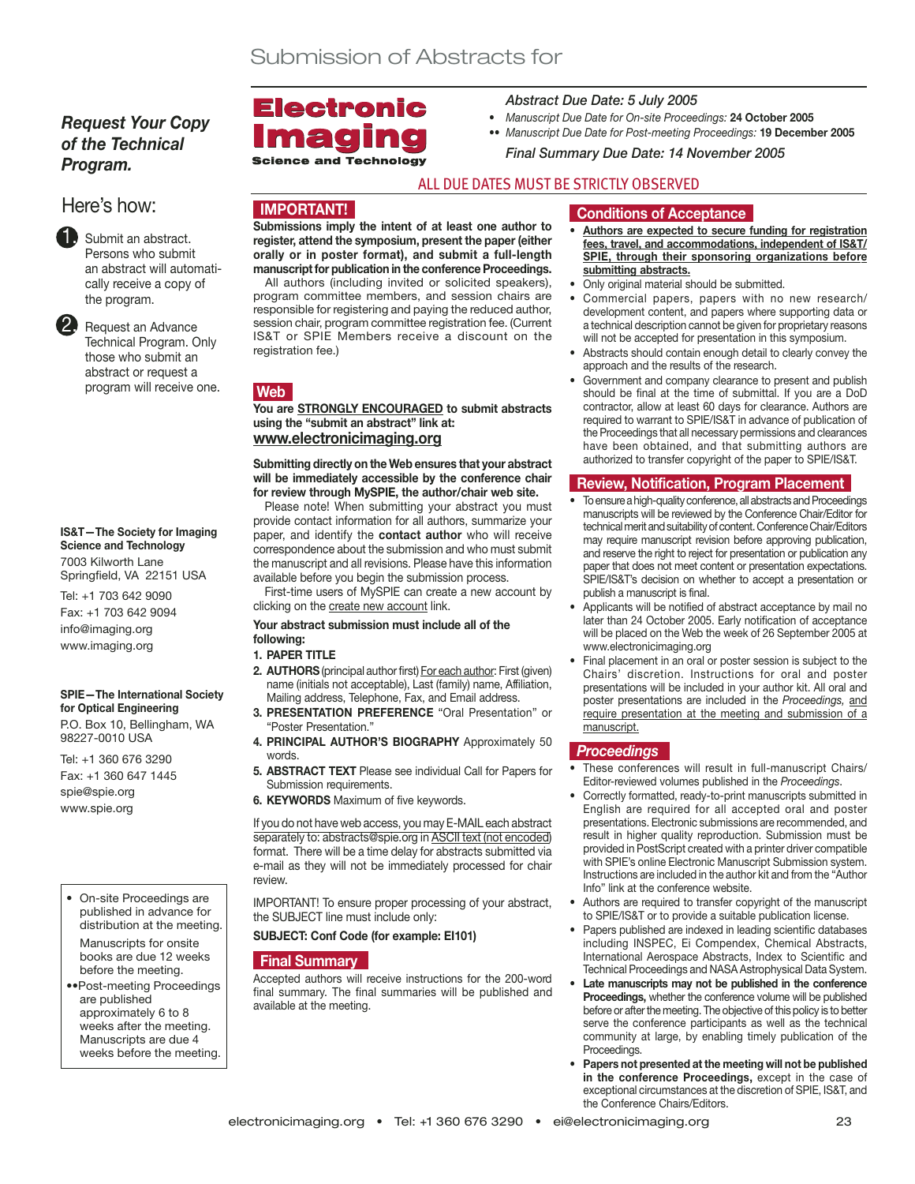# Submission of Abstracts for

**Electronic Imaging**
**Science and Technology**

*Abstract Due Date: 5 July 2005*

- *Manuscript Due Date for On-site Proceedings:* **24 October 2005**
- •• *Manuscript Due Date for Post-meeting Proceedings:* **19 December 2005**

*Final Summary Due Date: 14 November 2005*

ALL DUE DATES MUST BE STRICTLY OBSERVED

***Request Your Copy of the Technical Program.***

## Here's how:

1. Submit an abstract. Persons who submit an abstract will automatically receive a copy of the program.
2. Request an Advance Technical Program. Only those who submit an abstract or request a program will receive one.

**IS&T—The Society for Imaging Science and Technology**
7003 Kilworth Lane
Springfield, VA 22151 USA
Tel: +1 703 642 9090
Fax: +1 703 642 9094
info@imaging.org
www.imaging.org

**SPIE—The International Society for Optical Engineering**
P.O. Box 10, Bellingham, WA 98227-0010 USA
Tel: +1 360 676 3290
Fax: +1 360 647 1445
spie@spie.org
www.spie.org

- On-site Proceedings are published in advance for distribution at the meeting.
  Manuscripts for onsite books are due 12 weeks before the meeting.
- ••Post-meeting Proceedings are published approximately 6 to 8 weeks after the meeting. Manuscripts are due 4 weeks before the meeting.

## IMPORTANT!

**Submissions imply the intent of at least one author to register, attend the symposium, present the paper (either orally or in poster format), and submit a full-length manuscript for publication in the conference Proceedings.**

All authors (including invited or solicited speakers), program committee members, and session chairs are responsible for registering and paying the reduced author, session chair, program committee registration fee. (Current IS&T or SPIE Members receive a discount on the registration fee.)

## Web

**You are STRONGLY ENCOURAGED to submit abstracts using the "submit an abstract" link at:**
**www.electronicimaging.org**

**Submitting directly on the Web ensures that your abstract will be immediately accessible by the conference chair for review through MySPIE, the author/chair web site.**

Please note! When submitting your abstract you must provide contact information for all authors, summarize your paper, and identify the **contact author** who will receive correspondence about the submission and who must submit the manuscript and all revisions. Please have this information available before you begin the submission process.

First-time users of MySPIE can create a new account by clicking on the create new account link.

**Your abstract submission must include all of the following:**

1. **PAPER TITLE**
2. **AUTHORS** (principal author first) For each author: First (given) name (initials not acceptable), Last (family) name, Affiliation, Mailing address, Telephone, Fax, and Email address.
3. **PRESENTATION PREFERENCE** "Oral Presentation" or "Poster Presentation."
4. **PRINCIPAL AUTHOR'S BIOGRAPHY** Approximately 50 words.
5. **ABSTRACT TEXT** Please see individual Call for Papers for Submission requirements.
6. **KEYWORDS** Maximum of five keywords.

If you do not have web access, you may E-MAIL each abstract separately to: abstracts@spie.org in ASCII text (not encoded) format. There will be a time delay for abstracts submitted via e-mail as they will not be immediately processed for chair review.

IMPORTANT! To ensure proper processing of your abstract, the SUBJECT line must include only:

**SUBJECT: Conf Code (for example: EI101)**

## Final Summary

Accepted authors will receive instructions for the 200-word final summary. The final summaries will be published and available at the meeting.

## Conditions of Acceptance

- **Authors are expected to secure funding for registration fees, travel, and accommodations, independent of IS&T/SPIE, through their sponsoring organizations before submitting abstracts.**
- Only original material should be submitted.
- Commercial papers, papers with no new research/development content, and papers where supporting data or a technical description cannot be given for proprietary reasons will not be accepted for presentation in this symposium.
- Abstracts should contain enough detail to clearly convey the approach and the results of the research.
- Government and company clearance to present and publish should be final at the time of submittal. If you are a DoD contractor, allow at least 60 days for clearance. Authors are required to warrant to SPIE/IS&T in advance of publication of the Proceedings that all necessary permissions and clearances have been obtained, and that submitting authors are authorized to transfer copyright of the paper to SPIE/IS&T.

## Review, Notification, Program Placement

- To ensure a high-quality conference, all abstracts and Proceedings manuscripts will be reviewed by the Conference Chair/Editor for technical merit and suitability of content. Conference Chair/Editors may require manuscript revision before approving publication, and reserve the right to reject for presentation or publication any paper that does not meet content or presentation expectations. SPIE/IS&T's decision on whether to accept a presentation or publish a manuscript is final.
- Applicants will be notified of abstract acceptance by mail no later than 24 October 2005. Early notification of acceptance will be placed on the Web the week of 26 September 2005 at www.electronicimaging.org
- Final placement in an oral or poster session is subject to the Chairs' discretion. Instructions for oral and poster presentations will be included in your author kit. All oral and poster presentations are included in the *Proceedings,* and require presentation at the meeting and submission of a manuscript.

## *Proceedings*

- These conferences will result in full-manuscript Chairs/Editor-reviewed volumes published in the *Proceedings.*
- Correctly formatted, ready-to-print manuscripts submitted in English are required for all accepted oral and poster presentations. Electronic submissions are recommended, and result in higher quality reproduction. Submission must be provided in PostScript created with a printer driver compatible with SPIE's online Electronic Manuscript Submission system. Instructions are included in the author kit and from the "Author Info" link at the conference website.
- Authors are required to transfer copyright of the manuscript to SPIE/IS&T or to provide a suitable publication license.
- Papers published are indexed in leading scientific databases including INSPEC, Ei Compendex, Chemical Abstracts, International Aerospace Abstracts, Index to Scientific and Technical Proceedings and NASA Astrophysical Data System.
- **Late manuscripts may not be published in the conference Proceedings,** whether the conference volume will be published before or after the meeting. The objective of this policy is to better serve the conference participants as well as the technical community at large, by enabling timely publication of the Proceedings.
- **Papers not presented at the meeting will not be published in the conference Proceedings,** except in the case of exceptional circumstances at the discretion of SPIE, IS&T, and the Conference Chairs/Editors.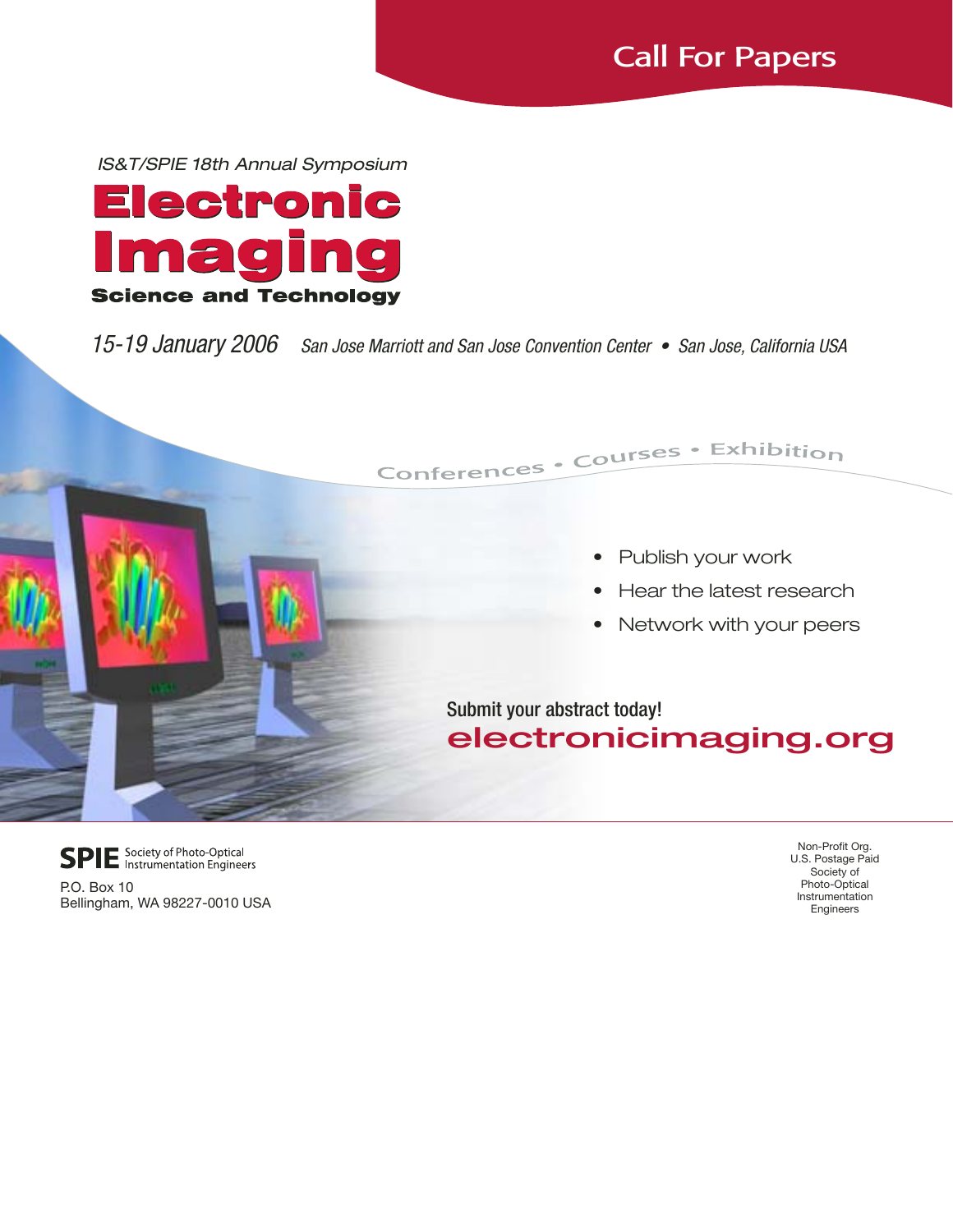Call For Papers

*IS&T/SPIE 18th Annual Symposium*

# Electronic Imaging

## Science and Technology

*15-19 January 2006* *San Jose Marriott and San Jose Convention Center • San Jose, California USA*

Conferences • Courses • Exhibition

- Publish your work
- Hear the latest research
- Network with your peers

Submit your abstract today!

**electronicimaging.org**

SPIE Society of Photo-Optical Instrumentation Engineers

P.O. Box 10
Bellingham, WA 98227-0010 USA

Non-Profit Org.
U.S. Postage Paid
Society of
Photo-Optical
Instrumentation
Engineers